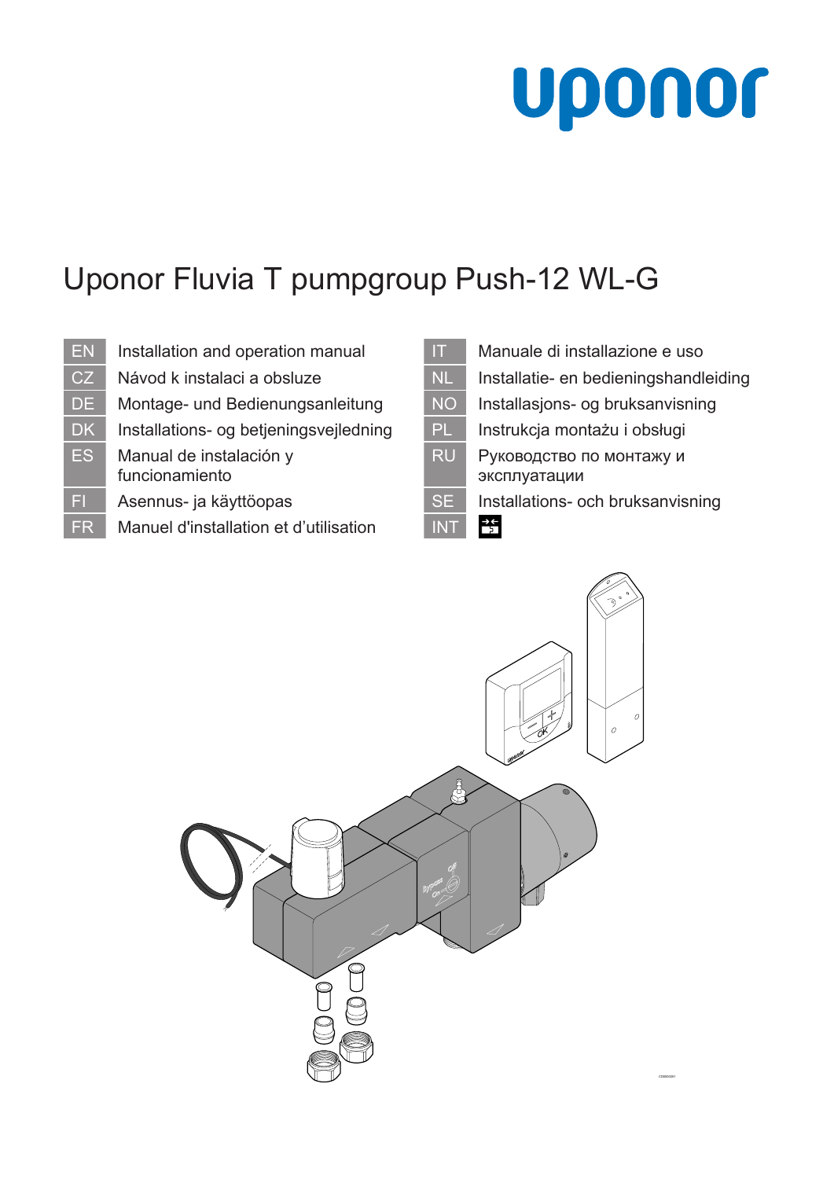uponor

# Uponor Fluvia T pumpgroup Push-12 WL-G

| | |
|---|---|
| EN | Installation and operation manual |
| CZ | Návod k instalaci a obsluze |
| DE | Montage- und Bedienungsanleitung |
| DK | Installations- og betjeningsvejledning |
| ES | Manual de instalación y funcionamiento |
| FI | Asennus- ja käyttöopas |
| FR | Manuel d'installation et d’utilisation |
| IT | Manuale di installazione e uso |
| NL | Installatie- en bedieningshandleiding |
| NO | Installasjons- og bruksanvisning |
| PL | Instrukcja montażu i obsługi |
| RU | Руководство по монтажу и эксплуатации |
| SE | Installations- och bruksanvisning |
| INT | |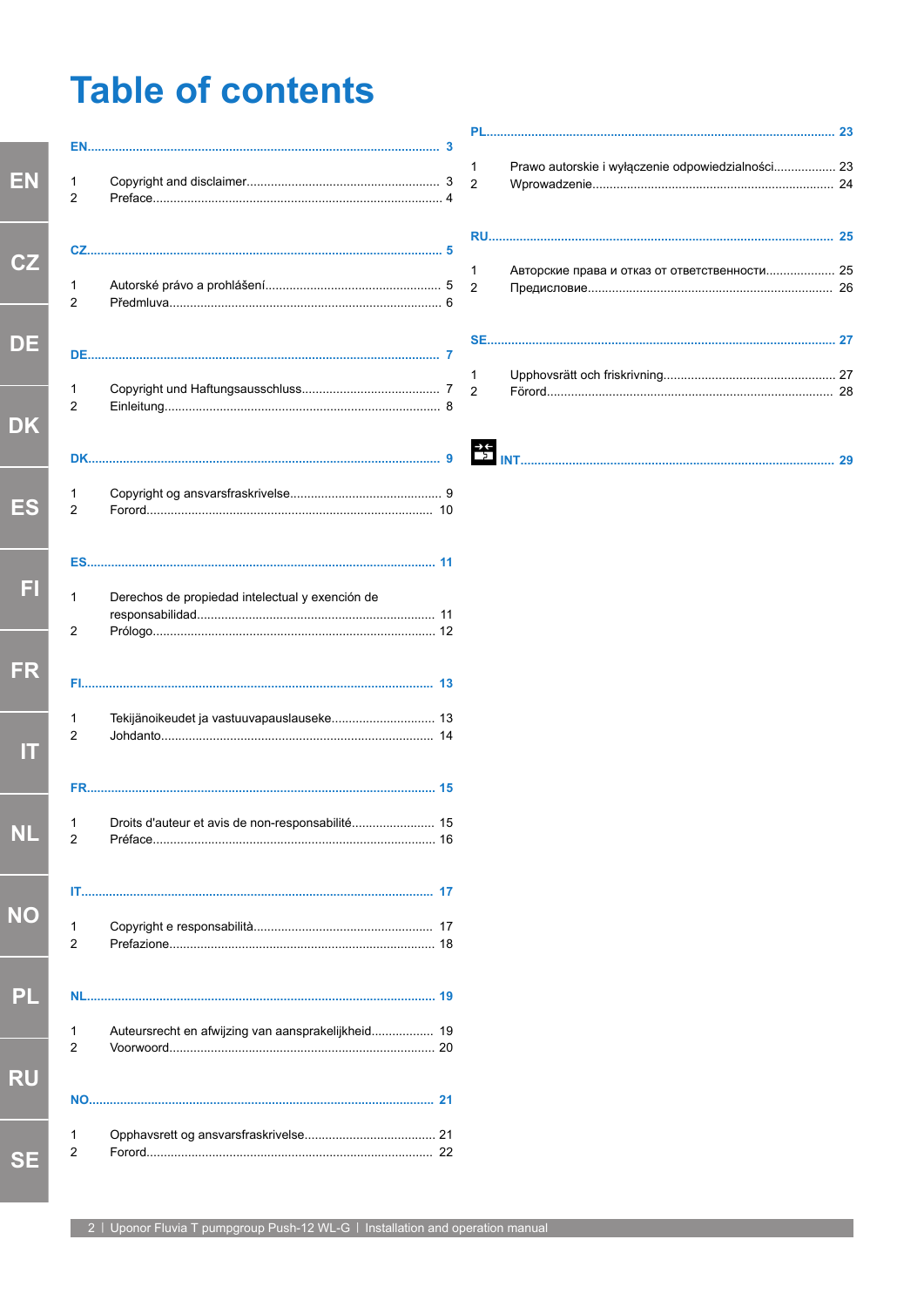# Table of contents

**EN** .......... 3

1 Copyright and disclaimer .......... 3
2 Preface .......... 4

**CZ** .......... 5

1 Autorské právo a prohlášení .......... 5
2 Předmluva .......... 6

**DE** .......... 7

1 Copyright und Haftungsausschluss .......... 7
2 Einleitung .......... 8

**DK** .......... 9

1 Copyright og ansvarsfraskrivelse .......... 9
2 Forord .......... 10

**ES** .......... 11

1 Derechos de propiedad intelectual y exención de responsabilidad .......... 11
2 Prólogo .......... 12

**FI** .......... 13

1 Tekijänoikeudet ja vastuuvapauslauseke .......... 13
2 Johdanto .......... 14

**FR** .......... 15

1 Droits d'auteur et avis de non-responsabilité .......... 15
2 Préface .......... 16

**IT** .......... 17

1 Copyright e responsabilità .......... 17
2 Prefazione .......... 18

**NL** .......... 19

1 Auteursrecht en afwijzing van aansprakelijkheid .......... 19
2 Voorwoord .......... 20

**NO** .......... 21

1 Opphavsrett og ansvarsfraskrivelse .......... 21
2 Forord .......... 22

**PL** .......... 23

1 Prawo autorskie i wyłączenie odpowiedzialności .......... 23
2 Wprowadzenie .......... 24

**RU** .......... 25

1 Авторские права и отказ от ответственности .......... 25
2 Предисловие .......... 26

**SE** .......... 27

1 Upphovsrätt och friskrivning .......... 27
2 Förord .......... 28

**INT** .......... 29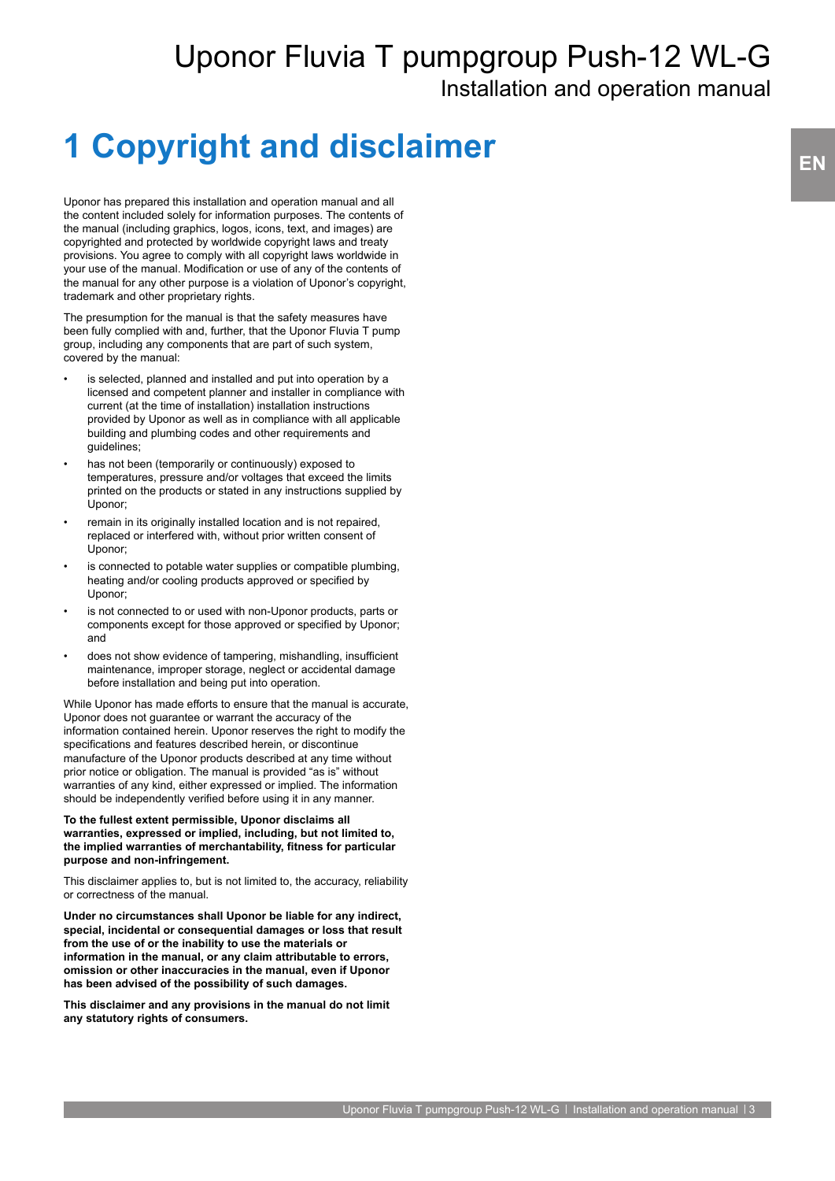# 1 Copyright and disclaimer

Uponor has prepared this installation and operation manual and all the content included solely for information purposes. The contents of the manual (including graphics, logos, icons, text, and images) are copyrighted and protected by worldwide copyright laws and treaty provisions. You agree to comply with all copyright laws worldwide in your use of the manual. Modification or use of any of the contents of the manual for any other purpose is a violation of Uponor's copyright, trademark and other proprietary rights.

The presumption for the manual is that the safety measures have been fully complied with and, further, that the Uponor Fluvia T pump group, including any components that are part of such system, covered by the manual:

- is selected, planned and installed and put into operation by a licensed and competent planner and installer in compliance with current (at the time of installation) installation instructions provided by Uponor as well as in compliance with all applicable building and plumbing codes and other requirements and guidelines;
- has not been (temporarily or continuously) exposed to temperatures, pressure and/or voltages that exceed the limits printed on the products or stated in any instructions supplied by Uponor;
- remain in its originally installed location and is not repaired, replaced or interfered with, without prior written consent of Uponor;
- is connected to potable water supplies or compatible plumbing, heating and/or cooling products approved or specified by Uponor;
- is not connected to or used with non-Uponor products, parts or components except for those approved or specified by Uponor; and
- does not show evidence of tampering, mishandling, insufficient maintenance, improper storage, neglect or accidental damage before installation and being put into operation.

While Uponor has made efforts to ensure that the manual is accurate, Uponor does not guarantee or warrant the accuracy of the information contained herein. Uponor reserves the right to modify the specifications and features described herein, or discontinue manufacture of the Uponor products described at any time without prior notice or obligation. The manual is provided "as is" without warranties of any kind, either expressed or implied. The information should be independently verified before using it in any manner.

**To the fullest extent permissible, Uponor disclaims all warranties, expressed or implied, including, but not limited to, the implied warranties of merchantability, fitness for particular purpose and non-infringement.**

This disclaimer applies to, but is not limited to, the accuracy, reliability or correctness of the manual.

**Under no circumstances shall Uponor be liable for any indirect, special, incidental or consequential damages or loss that result from the use of or the inability to use the materials or information in the manual, or any claim attributable to errors, omission or other inaccuracies in the manual, even if Uponor has been advised of the possibility of such damages.**

**This disclaimer and any provisions in the manual do not limit any statutory rights of consumers.**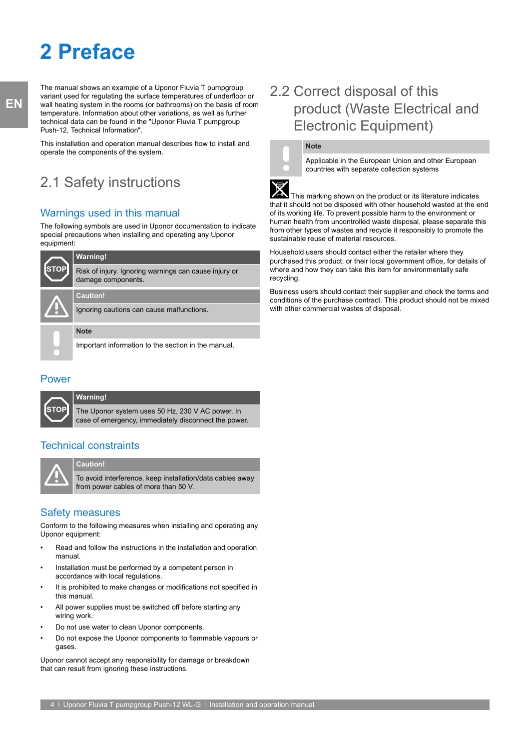# 2 Preface

The manual shows an example of a Uponor Fluvia T pumpgroup variant used for regulating the surface temperatures of underfloor or wall heating system in the rooms (or bathrooms) on the basis of room temperature. Information about other variations, as well as further technical data can be found in the "Uponor Fluvia T pumpgroup Push-12, Technical Information".

This installation and operation manual describes how to install and operate the components of the system.

## 2.1 Safety instructions

### Warnings used in this manual

The following symbols are used in Uponor documentation to indicate special precautions when installing and operating any Uponor equipment:

**Warning!**

Risk of injury. Ignoring warnings can cause injury or damage components.

**Caution!**

Ignoring cautions can cause malfunctions.

**Note**

Important information to the section in the manual.

### Power

**Warning!**

The Uponor system uses 50 Hz, 230 V AC power. In case of emergency, immediately disconnect the power.

### Technical constraints

**Caution!**

To avoid interference, keep installation/data cables away from power cables of more than 50 V.

### Safety measures

Conform to the following measures when installing and operating any Uponor equipment:

- Read and follow the instructions in the installation and operation manual.
- Installation must be performed by a competent person in accordance with local regulations.
- It is prohibited to make changes or modifications not specified in this manual.
- All power supplies must be switched off before starting any wiring work.
- Do not use water to clean Uponor components.
- Do not expose the Uponor components to flammable vapours or gases.

Uponor cannot accept any responsibility for damage or breakdown that can result from ignoring these instructions.

## 2.2 Correct disposal of this product (Waste Electrical and Electronic Equipment)

**Note**

Applicable in the European Union and other European countries with separate collection systems

This marking shown on the product or its literature indicates that it should not be disposed with other household wasted at the end of its working life. To prevent possible harm to the environment or human health from uncontrolled waste disposal, please separate this from other types of wastes and recycle it responsibly to promote the sustainable reuse of material resources.

Household users should contact either the retailer where they purchased this product, or their local government office, for details of where and how they can take this item for environmentally safe recycling.

Business users should contact their supplier and check the terms and conditions of the purchase contract. This product should not be mixed with other commercial wastes of disposal.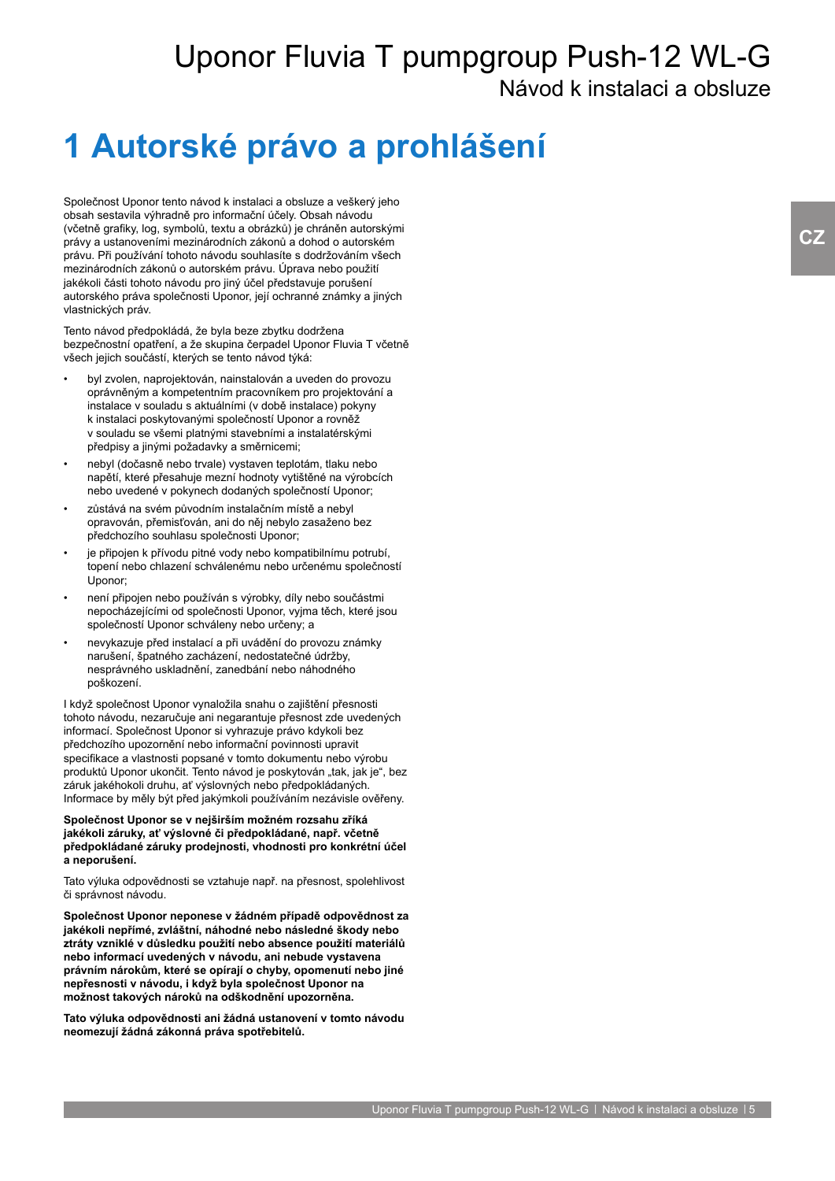# 1 Autorské právo a prohlášení

Společnost Uponor tento návod k instalaci a obsluze a veškerý jeho obsah sestavila výhradně pro informační účely. Obsah návodu (včetně grafiky, log, symbolů, textu a obrázků) je chráněn autorskými právy a ustanoveními mezinárodních zákonů a dohod o autorském právu. Při používání tohoto návodu souhlasíte s dodržováním všech mezinárodních zákonů o autorském právu. Úprava nebo použití jakékoli části tohoto návodu pro jiný účel představuje porušení autorského práva společnosti Uponor, její ochranné známky a jiných vlastnických práv.

Tento návod předpokládá, že byla beze zbytku dodržena bezpečnostní opatření, a že skupina čerpadel Uponor Fluvia T včetně všech jejich součástí, kterých se tento návod týká:

- byl zvolen, naprojektován, nainstalován a uveden do provozu oprávněným a kompetentním pracovníkem pro projektování a instalace v souladu s aktuálními (v době instalace) pokyny k instalaci poskytovanými společností Uponor a rovněž v souladu se všemi platnými stavebními a instalatérskými předpisy a jinými požadavky a směrnicemi;
- nebyl (dočasně nebo trvale) vystaven teplotám, tlaku nebo napětí, které přesahuje mezní hodnoty vytištěné na výrobcích nebo uvedené v pokynech dodaných společností Uponor;
- zůstává na svém původním instalačním místě a nebyl opravován, přemisťován, ani do něj nebylo zasaženo bez předchozího souhlasu společnosti Uponor;
- je připojen k přívodu pitné vody nebo kompatibilnímu potrubí, topení nebo chlazení schválenému nebo určenému společností Uponor;
- není připojen nebo používán s výrobky, díly nebo součástmi nepocházejícími od společnosti Uponor, vyjma těch, které jsou společností Uponor schváleny nebo určeny; a
- nevykazuje před instalací a při uvádění do provozu známky narušení, špatného zacházení, nedostatečné údržby, nesprávného uskladnění, zanedbání nebo náhodného poškození.

I když společnost Uponor vynaložila snahu o zajištění přesnosti tohoto návodu, nezaručuje ani negarantuje přesnost zde uvedených informací. Společnost Uponor si vyhrazuje právo kdykoli bez předchozího upozornění nebo informační povinnosti upravit specifikace a vlastnosti popsané v tomto dokumentu nebo výrobu produktů Uponor ukončit. Tento návod je poskytován „tak, jak je“, bez záruk jakéhokoli druhu, ať výslovných nebo předpokládaných. Informace by měly být před jakýmkoli používáním nezávisle ověřeny.

**Společnost Uponor se v nejširším možném rozsahu zříká jakékoli záruky, ať výslovné či předpokládané, např. včetně předpokládané záruky prodejnosti, vhodnosti pro konkrétní účel a neporušení.**

Tato výluka odpovědnosti se vztahuje např. na přesnost, spolehlivost či správnost návodu.

**Společnost Uponor neponese v žádném případě odpovědnost za jakékoli nepřímé, zvláštní, náhodné nebo následné škody nebo ztráty vzniklé v důsledku použití nebo absence použití materiálů nebo informací uvedených v návodu, ani nebude vystavena právním nárokům, které se opírají o chyby, opomenutí nebo jiné nepřesnosti v návodu, i když byla společnost Uponor na možnost takových nároků na odškodnění upozorněna.**

**Tato výluka odpovědnosti ani žádná ustanovení v tomto návodu neomezují žádná zákonná práva spotřebitelů.**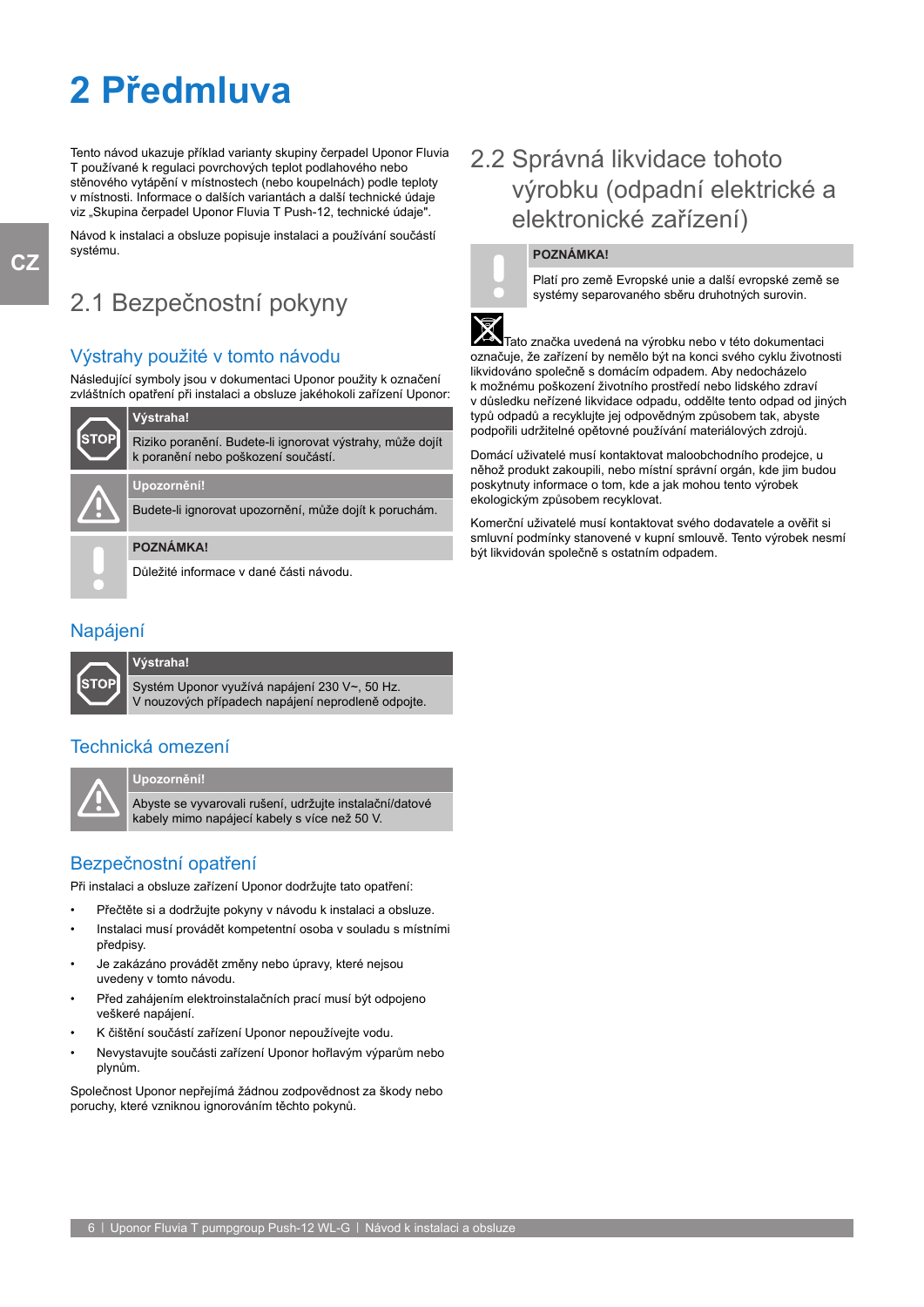# 2 Předmluva

Tento návod ukazuje příklad varianty skupiny čerpadel Uponor Fluvia T používané k regulaci povrchových teplot podlahového nebo stěnového vytápění v místnostech (nebo koupelnách) podle teploty v místnosti. Informace o dalších variantách a další technické údaje viz „Skupina čerpadel Uponor Fluvia T Push-12, technické údaje".

Návod k instalaci a obsluze popisuje instalaci a používání součástí systému.

## 2.1 Bezpečnostní pokyny

### Výstrahy použité v tomto návodu

Následující symboly jsou v dokumentaci Uponor použity k označení zvláštních opatření při instalaci a obsluze jakéhokoli zařízení Uponor:

**Výstraha!**

Riziko poranění. Budete-li ignorovat výstrahy, může dojít k poranění nebo poškození součástí.

**Upozornění!**

Budete-li ignorovat upozornění, může dojít k poruchám.

**POZNÁMKA!**

Důležité informace v dané části návodu.

### Napájení

**Výstraha!**

Systém Uponor využívá napájení 230 V~, 50 Hz.
V nouzových případech napájení neprodleně odpojte.

### Technická omezení

**Upozornění!**

Abyste se vyvarovali rušení, udržujte instalační/datové kabely mimo napájecí kabely s více než 50 V.

### Bezpečnostní opatření

Při instalaci a obsluze zařízení Uponor dodržujte tato opatření:

- Přečtěte si a dodržujte pokyny v návodu k instalaci a obsluze.
- Instalaci musí provádět kompetentní osoba v souladu s místními předpisy.
- Je zakázáno provádět změny nebo úpravy, které nejsou uvedeny v tomto návodu.
- Před zahájením elektroinstalačních prací musí být odpojeno veškeré napájení.
- K čištění součástí zařízení Uponor nepoužívejte vodu.
- Nevystavujte součásti zařízení Uponor hořlavým výparům nebo plynům.

Společnost Uponor nepřejímá žádnou zodpovědnost za škody nebo poruchy, které vzniknou ignorováním těchto pokynů.

## 2.2 Správná likvidace tohoto výrobku (odpadní elektrické a elektronické zařízení)

**POZNÁMKA!**

Platí pro země Evropské unie a další evropské země se systémy separovaného sběru druhotných surovin.

Tato značka uvedená na výrobku nebo v této dokumentaci označuje, že zařízení by nemělo být na konci svého cyklu životnosti likvidováno společně s domácím odpadem. Aby nedocházelo k možnému poškození životního prostředí nebo lidského zdraví v důsledku neřízené likvidace odpadu, oddělte tento odpad od jiných typů odpadů a recyklujte jej odpovědným způsobem tak, abyste podpořili udržitelné opětovné používání materiálových zdrojů.

Domácí uživatelé musí kontaktovat maloobchodního prodejce, u něhož produkt zakoupili, nebo místní správní orgán, kde jim budou poskytnuty informace o tom, kde a jak mohou tento výrobek ekologickým způsobem recyklovat.

Komerční uživatelé musí kontaktovat svého dodavatele a ověřit si smluvní podmínky stanovené v kupní smlouvě. Tento výrobek nesmí být likvidován společně s ostatním odpadem.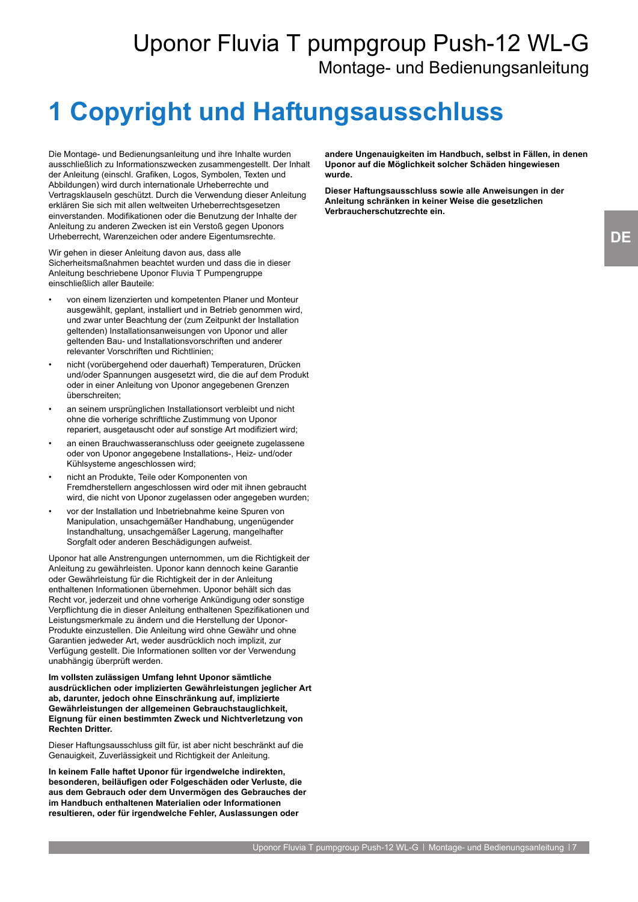# 1 Copyright und Haftungsausschluss

Die Montage- und Bedienungsanleitung und ihre Inhalte wurden ausschließlich zu Informationszwecken zusammengestellt. Der Inhalt der Anleitung (einschl. Grafiken, Logos, Symbolen, Texten und Abbildungen) wird durch internationale Urheberrechte und Vertragsklauseln geschützt. Durch die Verwendung dieser Anleitung erklären Sie sich mit allen weltweiten Urheberrechtsgesetzen einverstanden. Modifikationen oder die Benutzung der Inhalte der Anleitung zu anderen Zwecken ist ein Verstoß gegen Uponors Urheberrecht, Warenzeichen oder andere Eigentumsrechte.

Wir gehen in dieser Anleitung davon aus, dass alle Sicherheitsmaßnahmen beachtet wurden und dass die in dieser Anleitung beschriebene Uponor Fluvia T Pumpengruppe einschließlich aller Bauteile:

- von einem lizenzierten und kompetenten Planer und Monteur ausgewählt, geplant, installiert und in Betrieb genommen wird, und zwar unter Beachtung der (zum Zeitpunkt der Installation geltenden) Installationsanweisungen von Uponor und aller geltenden Bau- und Installationsvorschriften und anderer relevanter Vorschriften und Richtlinien;
- nicht (vorübergehend oder dauerhaft) Temperaturen, Drücken und/oder Spannungen ausgesetzt wird, die die auf dem Produkt oder in einer Anleitung von Uponor angegebenen Grenzen überschreiten;
- an seinem ursprünglichen Installationsort verbleibt und nicht ohne die vorherige schriftliche Zustimmung von Uponor repariert, ausgetauscht oder auf sonstige Art modifiziert wird;
- an einen Brauchwasseranschluss oder geeignete zugelassene oder von Uponor angegebene Installations-, Heiz- und/oder Kühlsysteme angeschlossen wird;
- nicht an Produkte, Teile oder Komponenten von Fremdherstellern angeschlossen wird oder mit ihnen gebraucht wird, die nicht von Uponor zugelassen oder angegeben wurden;
- vor der Installation und Inbetriebnahme keine Spuren von Manipulation, unsachgemäßer Handhabung, ungenügender Instandhaltung, unsachgemäßer Lagerung, mangelhafter Sorgfalt oder anderen Beschädigungen aufweist.

Uponor hat alle Anstrengungen unternommen, um die Richtigkeit der Anleitung zu gewährleisten. Uponor kann dennoch keine Garantie oder Gewährleistung für die Richtigkeit der in der Anleitung enthaltenen Informationen übernehmen. Uponor behält sich das Recht vor, jederzeit und ohne vorherige Ankündigung oder sonstige Verpflichtung die in dieser Anleitung enthaltenen Spezifikationen und Leistungsmerkmale zu ändern und die Herstellung der Uponor-Produkte einzustellen. Die Anleitung wird ohne Gewähr und ohne Garantien jedweder Art, weder ausdrücklich noch implizit, zur Verfügung gestellt. Die Informationen sollten vor der Verwendung unabhängig überprüft werden.

**Im vollsten zulässigen Umfang lehnt Uponor sämtliche ausdrücklichen oder implizierten Gewährleistungen jeglicher Art ab, darunter, jedoch ohne Einschränkung auf, implizierte Gewährleistungen der allgemeinen Gebrauchstauglichkeit, Eignung für einen bestimmten Zweck und Nichtverletzung von Rechten Dritter.**

Dieser Haftungsausschluss gilt für, ist aber nicht beschränkt auf die Genauigkeit, Zuverlässigkeit und Richtigkeit der Anleitung.

**In keinem Falle haftet Uponor für irgendwelche indirekten, besonderen, beiläufigen oder Folgeschäden oder Verluste, die aus dem Gebrauch oder dem Unvermögen des Gebrauches der im Handbuch enthaltenen Materialien oder Informationen resultieren, oder für irgendwelche Fehler, Auslassungen oder andere Ungenauigkeiten im Handbuch, selbst in Fällen, in denen Uponor auf die Möglichkeit solcher Schäden hingewiesen wurde.**

**Dieser Haftungsausschluss sowie alle Anweisungen in der Anleitung schränken in keiner Weise die gesetzlichen Verbraucherschutzrechte ein.**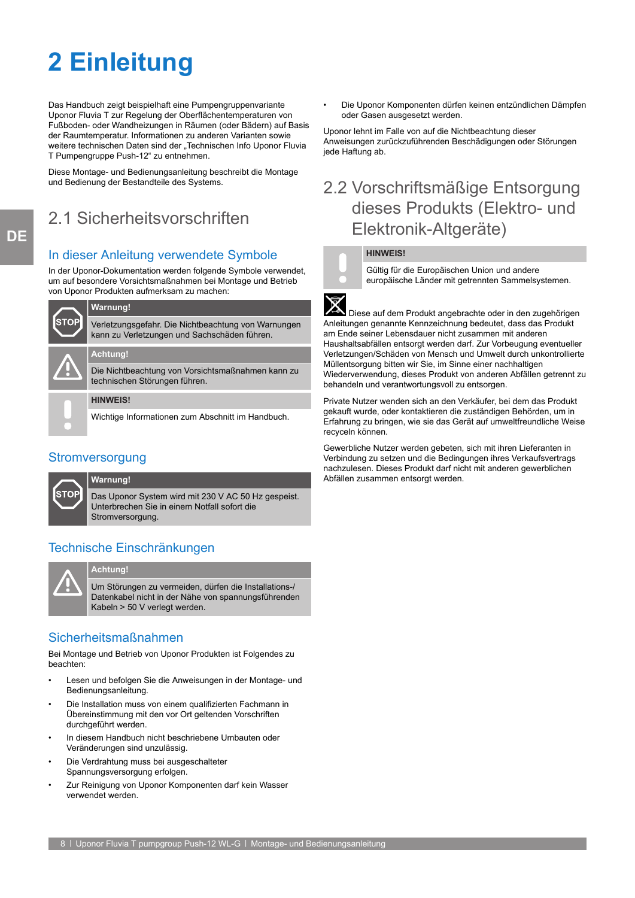# 2 Einleitung

Das Handbuch zeigt beispielhaft eine Pumpengruppenvariante Uponor Fluvia T zur Regelung der Oberflächentemperaturen von Fußboden- oder Wandheizungen in Räumen (oder Bädern) auf Basis der Raumtemperatur. Informationen zu anderen Varianten sowie weitere technischen Daten sind der „Technischen Info Uponor Fluvia T Pumpengruppe Push-12“ zu entnehmen.

Diese Montage- und Bedienungsanleitung beschreibt die Montage und Bedienung der Bestandteile des Systems.

## 2.1 Sicherheitsvorschriften

### In dieser Anleitung verwendete Symbole

In der Uponor-Dokumentation werden folgende Symbole verwendet, um auf besondere Vorsichtsmaßnahmen bei Montage und Betrieb von Uponor Produkten aufmerksam zu machen:

**Warnung!**

Verletzungsgefahr. Die Nichtbeachtung von Warnungen kann zu Verletzungen und Sachschäden führen.

**Achtung!**

Die Nichtbeachtung von Vorsichtsmaßnahmen kann zu technischen Störungen führen.

**HINWEIS!**

Wichtige Informationen zum Abschnitt im Handbuch.

### Stromversorgung

**Warnung!**

Das Uponor System wird mit 230 V AC 50 Hz gespeist. Unterbrechen Sie in einem Notfall sofort die Stromversorgung.

### Technische Einschränkungen

**Achtung!**

Um Störungen zu vermeiden, dürfen die Installations-/ Datenkabel nicht in der Nähe von spannungsführenden Kabeln > 50 V verlegt werden.

### Sicherheitsmaßnahmen

Bei Montage und Betrieb von Uponor Produkten ist Folgendes zu beachten:

- Lesen und befolgen Sie die Anweisungen in der Montage- und Bedienungsanleitung.
- Die Installation muss von einem qualifizierten Fachmann in Übereinstimmung mit den vor Ort geltenden Vorschriften durchgeführt werden.
- In diesem Handbuch nicht beschriebene Umbauten oder Veränderungen sind unzulässig.
- Die Verdrahtung muss bei ausgeschalteter Spannungsversorgung erfolgen.
- Zur Reinigung von Uponor Komponenten darf kein Wasser verwendet werden.
- Die Uponor Komponenten dürfen keinen entzündlichen Dämpfen oder Gasen ausgesetzt werden.

Uponor lehnt im Falle von auf die Nichtbeachtung dieser Anweisungen zurückzuführenden Beschädigungen oder Störungen jede Haftung ab.

## 2.2 Vorschriftsmäßige Entsorgung dieses Produkts (Elektro- und Elektronik-Altgeräte)

**HINWEIS!**

Gültig für die Europäischen Union und andere europäische Länder mit getrennten Sammelsystemen.

Diese auf dem Produkt angebrachte oder in den zugehörigen Anleitungen genannte Kennzeichnung bedeutet, dass das Produkt am Ende seiner Lebensdauer nicht zusammen mit anderen Haushaltsabfällen entsorgt werden darf. Zur Vorbeugung eventueller Verletzungen/Schäden von Mensch und Umwelt durch unkontrollierte Müllentsorgung bitten wir Sie, im Sinne einer nachhaltigen Wiederverwendung, dieses Produkt von anderen Abfällen getrennt zu behandeln und verantwortungsvoll zu entsorgen.

Private Nutzer wenden sich an den Verkäufer, bei dem das Produkt gekauft wurde, oder kontaktieren die zuständigen Behörden, um in Erfahrung zu bringen, wie sie das Gerät auf umweltfreundliche Weise recyceln können.

Gewerbliche Nutzer werden gebeten, sich mit ihren Lieferanten in Verbindung zu setzen und die Bedingungen ihres Verkaufsvertrags nachzulesen. Dieses Produkt darf nicht mit anderen gewerblichen Abfällen zusammen entsorgt werden.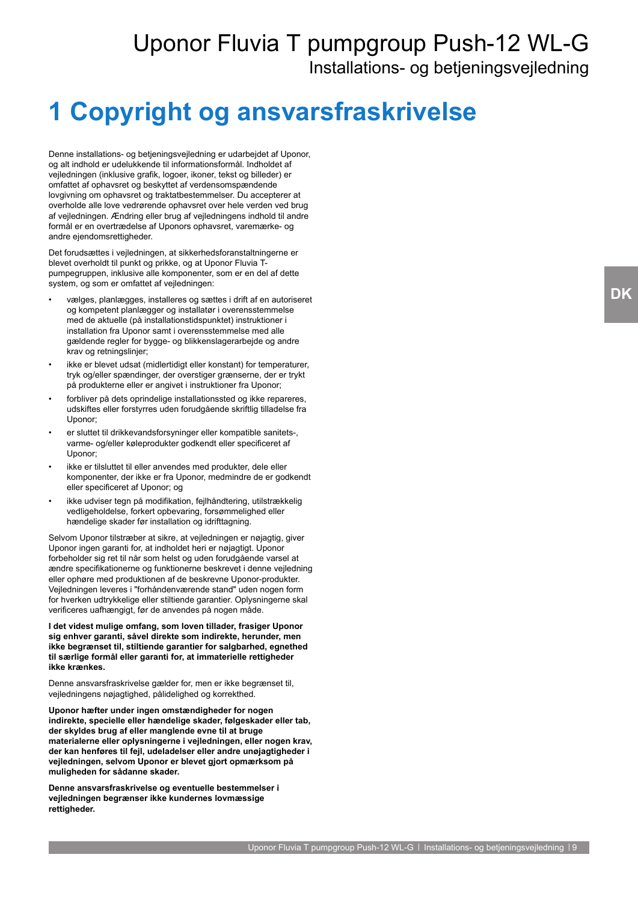# 1 Copyright og ansvarsfraskrivelse

Denne installations- og betjeningsvejledning er udarbejdet af Uponor, og alt indhold er udelukkende til informationsformål. Indholdet af vejledningen (inklusive grafik, logoer, ikoner, tekst og billeder) er omfattet af ophavsret og beskyttet af verdensomspændende lovgivning om ophavsret og traktatbestemmelser. Du accepterer at overholde alle love vedrørende ophavsret over hele verden ved brug af vejledningen. Ændring eller brug af vejledningens indhold til andre formål er en overtrædelse af Uponors ophavsret, varemærke- og andre ejendomsrettigheder.

Det forudsættes i vejledningen, at sikkerhedsforanstaltningerne er blevet overholdt til punkt og prikke, og at Uponor Fluvia T-pumpegruppen, inklusive alle komponenter, som er en del af dette system, og som er omfattet af vejledningen:

- vælges, planlægges, installeres og sættes i drift af en autoriseret og kompetent planlægger og installatør i overensstemmelse med de aktuelle (på installationstidspunktet) instruktioner i installation fra Uponor samt i overensstemmelse med alle gældende regler for bygge- og blikkenslagerarbejde og andre krav og retningslinjer;
- ikke er blevet udsat (midlertidigt eller konstant) for temperaturer, tryk og/eller spændinger, der overstiger grænserne, der er trykt på produkterne eller er angivet i instruktioner fra Uponor;
- forbliver på dets oprindelige installationssted og ikke repareres, udskiftes eller forstyrres uden forudgående skriftlig tilladelse fra Uponor;
- er sluttet til drikkevandsforsyninger eller kompatible sanitets-, varme- og/eller køleprodukter godkendt eller specificeret af Uponor;
- ikke er tilsluttet til eller anvendes med produkter, dele eller komponenter, der ikke er fra Uponor, medmindre de er godkendt eller specificeret af Uponor; og
- ikke udviser tegn på modifikation, fejlhåndtering, utilstrækkelig vedligeholdelse, forkert opbevaring, forsømmelighed eller hændelige skader før installation og idrifttagning.

Selvom Uponor tilstræber at sikre, at vejledningen er nøjagtig, giver Uponor ingen garanti for, at indholdet heri er nøjagtigt. Uponor forbeholder sig ret til når som helst og uden forudgående varsel at ændre specifikationerne og funktionerne beskrevet i denne vejledning eller ophøre med produktionen af de beskrevne Uponor-produkter. Vejledningen leveres i "forhåndenværende stand" uden nogen form for hverken udtrykkelige eller stiltiende garantier. Oplysningerne skal verificeres uafhængigt, før de anvendes på nogen måde.

**I det videst mulige omfang, som loven tillader, frasiger Uponor sig enhver garanti, såvel direkte som indirekte, herunder, men ikke begrænset til, stiltiende garantier for salgbarhed, egnethed til særlige formål eller garanti for, at immaterielle rettigheder ikke krænkes.**

Denne ansvarsfraskrivelse gælder for, men er ikke begrænset til, vejledningens nøjagtighed, pålidelighed og korrekthed.

**Uponor hæfter under ingen omstændigheder for nogen indirekte, specielle eller hændelige skader, følgeskader eller tab, der skyldes brug af eller manglende evne til at bruge materialerne eller oplysningerne i vejledningen, eller nogen krav, der kan henføres til fejl, udeladelser eller andre unøjagtigheder i vejledningen, selvom Uponor er blevet gjort opmærksom på muligheden for sådanne skader.**

**Denne ansvarsfraskrivelse og eventuelle bestemmelser i vejledningen begrænser ikke kundernes lovmæssige rettigheder.**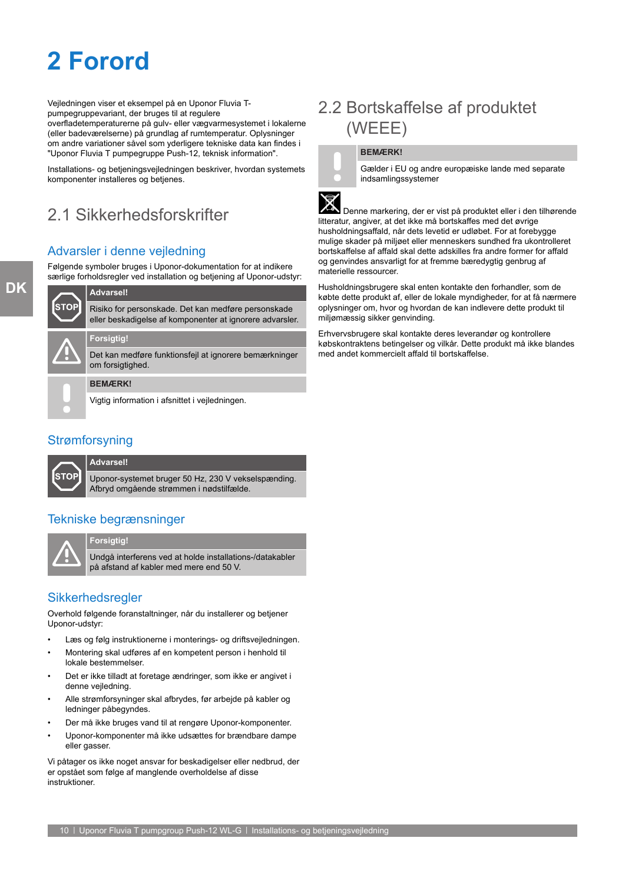# 2 Forord

Vejledningen viser et eksempel på en Uponor Fluvia T-pumpegruppevariant, der bruges til at regulere overfladetemperaturerne på gulv- eller vægvarmesystemet i lokalerne (eller badeværelserne) på grundlag af rumtemperatur. Oplysninger om andre variationer såvel som yderligere tekniske data kan findes i "Uponor Fluvia T pumpegruppe Push-12, teknisk information".

Installations- og betjeningsvejledningen beskriver, hvordan systemets komponenter installeres og betjenes.

## 2.1 Sikkerhedsforskrifter

### Advarsler i denne vejledning

Følgende symboler bruges i Uponor-dokumentation for at indikere særlige forholdsregler ved installation og betjening af Uponor-udstyr:

**Advarsel!**

Risiko for personskade. Det kan medføre personskade eller beskadigelse af komponenter at ignorere advarsler.

**Forsigtig!**

Det kan medføre funktionsfejl at ignorere bemærkninger om forsigtighed.

**BEMÆRK!**

Vigtig information i afsnittet i vejledningen.

### Strømforsyning

**Advarsel!**

Uponor-systemet bruger 50 Hz, 230 V vekselspænding. Afbryd omgående strømmen i nødstilfælde.

### Tekniske begrænsninger

**Forsigtig!**

Undgå interferens ved at holde installations-/datakabler på afstand af kabler med mere end 50 V.

### Sikkerhedsregler

Overhold følgende foranstaltninger, når du installerer og betjener Uponor-udstyr:

- Læs og følg instruktionerne i monterings- og driftsvejledningen.
- Montering skal udføres af en kompetent person i henhold til lokale bestemmelser.
- Det er ikke tilladt at foretage ændringer, som ikke er angivet i denne vejledning.
- Alle strømforsyninger skal afbrydes, før arbejde på kabler og ledninger påbegyndes.
- Der må ikke bruges vand til at rengøre Uponor-komponenter.
- Uponor-komponenter må ikke udsættes for brændbare dampe eller gasser.

Vi påtager os ikke noget ansvar for beskadigelser eller nedbrud, der er opstået som følge af manglende overholdelse af disse instruktioner.

## 2.2 Bortskaffelse af produktet (WEEE)

**BEMÆRK!**

Gælder i EU og andre europæiske lande med separate indsamlingssystemer

Denne markering, der er vist på produktet eller i den tilhørende litteratur, angiver, at det ikke må bortskaffes med det øvrige husholdningsaffald, når dets levetid er udløbet. For at forebygge mulige skader på miljøet eller menneskers sundhed fra ukontrolleret bortskaffelse af affald skal dette adskilles fra andre former for affald og genvindes ansvarligt for at fremme bæredygtig genbrug af materielle ressourcer.

Husholdningsbrugere skal enten kontakte den forhandler, som de købte dette produkt af, eller de lokale myndigheder, for at få nærmere oplysninger om, hvor og hvordan de kan indlevere dette produkt til miljømæssig sikker genvinding.

Erhvervsbrugere skal kontakte deres leverandør og kontrollere købskontraktens betingelser og vilkår. Dette produkt må ikke blandes med andet kommercielt affald til bortskaffelse.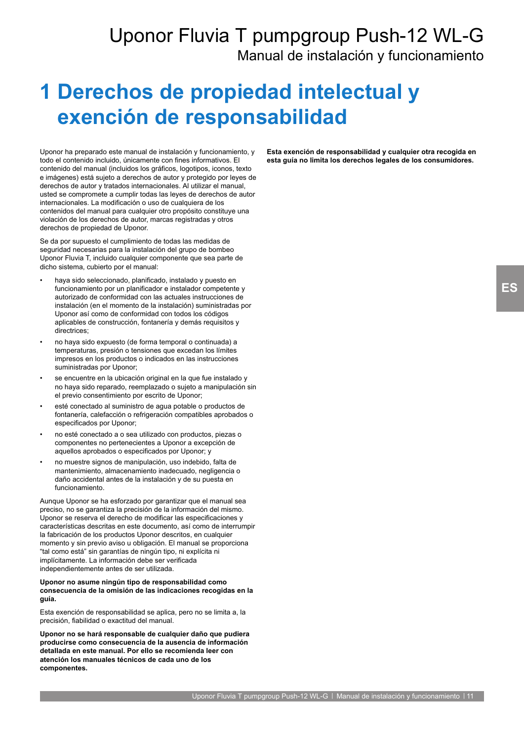# 1 Derechos de propiedad intelectual y exención de responsabilidad

Uponor ha preparado este manual de instalación y funcionamiento, y todo el contenido incluido, únicamente con fines informativos. El contenido del manual (incluidos los gráficos, logotipos, iconos, texto e imágenes) está sujeto a derechos de autor y protegido por leyes de derechos de autor y tratados internacionales. Al utilizar el manual, usted se compromete a cumplir todas las leyes de derechos de autor internacionales. La modificación o uso de cualquiera de los contenidos del manual para cualquier otro propósito constituye una violación de los derechos de autor, marcas registradas y otros derechos de propiedad de Uponor.

Se da por supuesto el cumplimiento de todas las medidas de seguridad necesarias para la instalación del grupo de bombeo Uponor Fluvia T, incluido cualquier componente que sea parte de dicho sistema, cubierto por el manual:

- haya sido seleccionado, planificado, instalado y puesto en funcionamiento por un planificador e instalador competente y autorizado de conformidad con las actuales instrucciones de instalación (en el momento de la instalación) suministradas por Uponor así como de conformidad con todos los códigos aplicables de construcción, fontanería y demás requisitos y directrices;
- no haya sido expuesto (de forma temporal o continuada) a temperaturas, presión o tensiones que excedan los límites impresos en los productos o indicados en las instrucciones suministradas por Uponor;
- se encuentre en la ubicación original en la que fue instalado y no haya sido reparado, reemplazado o sujeto a manipulación sin el previo consentimiento por escrito de Uponor;
- esté conectado al suministro de agua potable o productos de fontanería, calefacción o refrigeración compatibles aprobados o especificados por Uponor;
- no esté conectado a o sea utilizado con productos, piezas o componentes no pertenecientes a Uponor a excepción de aquellos aprobados o especificados por Uponor; y
- no muestre signos de manipulación, uso indebido, falta de mantenimiento, almacenamiento inadecuado, negligencia o daño accidental antes de la instalación y de su puesta en funcionamiento.

Aunque Uponor se ha esforzado por garantizar que el manual sea preciso, no se garantiza la precisión de la información del mismo. Uponor se reserva el derecho de modificar las especificaciones y características descritas en este documento, así como de interrumpir la fabricación de los productos Uponor descritos, en cualquier momento y sin previo aviso u obligación. El manual se proporciona “tal como está” sin garantías de ningún tipo, ni explícita ni implícitamente. La información debe ser verificada independientemente antes de ser utilizada.

**Uponor no asume ningún tipo de responsabilidad como consecuencia de la omisión de las indicaciones recogidas en la guía.**

Esta exención de responsabilidad se aplica, pero no se limita a, la precisión, fiabilidad o exactitud del manual.

**Uponor no se hará responsable de cualquier daño que pudiera producirse como consecuencia de la ausencia de información detallada en este manual. Por ello se recomienda leer con atención los manuales técnicos de cada uno de los componentes.**

**Esta exención de responsabilidad y cualquier otra recogida en esta guía no limita los derechos legales de los consumidores.**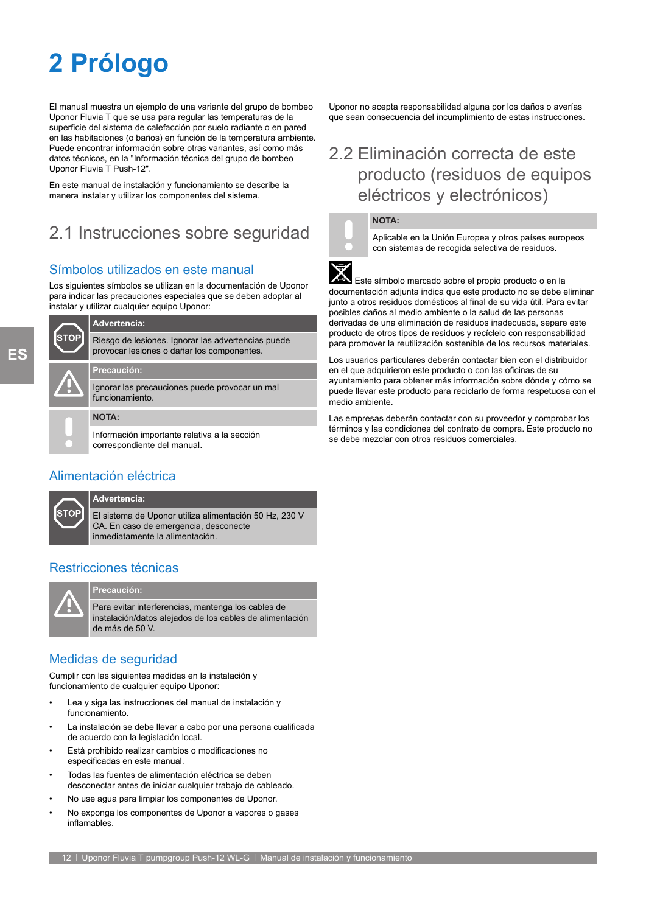# 2 Prólogo

El manual muestra un ejemplo de una variante del grupo de bombeo Uponor Fluvia T que se usa para regular las temperaturas de la superficie del sistema de calefacción por suelo radiante o en pared en las habitaciones (o baños) en función de la temperatura ambiente. Puede encontrar información sobre otras variantes, así como más datos técnicos, en la "Información técnica del grupo de bombeo Uponor Fluvia T Push-12".

En este manual de instalación y funcionamiento se describe la manera instalar y utilizar los componentes del sistema.

## 2.1 Instrucciones sobre seguridad

### Símbolos utilizados en este manual

Los siguientes símbolos se utilizan en la documentación de Uponor para indicar las precauciones especiales que se deben adoptar al instalar y utilizar cualquier equipo Uponor:

**Advertencia:**

Riesgo de lesiones. Ignorar las advertencias puede provocar lesiones o dañar los componentes.

**Precaución:**

Ignorar las precauciones puede provocar un mal funcionamiento.

**NOTA:**

Información importante relativa a la sección correspondiente del manual.

### Alimentación eléctrica

**Advertencia:**

El sistema de Uponor utiliza alimentación 50 Hz, 230 V CA. En caso de emergencia, desconecte inmediatamente la alimentación.

### Restricciones técnicas

**Precaución:**

Para evitar interferencias, mantenga los cables de instalación/datos alejados de los cables de alimentación de más de 50 V.

### Medidas de seguridad

Cumplir con las siguientes medidas en la instalación y funcionamiento de cualquier equipo Uponor:

- Lea y siga las instrucciones del manual de instalación y funcionamiento.
- La instalación se debe llevar a cabo por una persona cualificada de acuerdo con la legislación local.
- Está prohibido realizar cambios o modificaciones no especificadas en este manual.
- Todas las fuentes de alimentación eléctrica se deben desconectar antes de iniciar cualquier trabajo de cableado.
- No use agua para limpiar los componentes de Uponor.
- No exponga los componentes de Uponor a vapores o gases inflamables.

Uponor no acepta responsabilidad alguna por los daños o averías que sean consecuencia del incumplimiento de estas instrucciones.

## 2.2 Eliminación correcta de este producto (residuos de equipos eléctricos y electrónicos)

**NOTA:**

Aplicable en la Unión Europea y otros países europeos con sistemas de recogida selectiva de residuos.

Este símbolo marcado sobre el propio producto o en la documentación adjunta indica que este producto no se debe eliminar junto a otros residuos domésticos al final de su vida útil. Para evitar posibles daños al medio ambiente o la salud de las personas derivadas de una eliminación de residuos inadecuada, separe este producto de otros tipos de residuos y recíclelo con responsabilidad para promover la reutilización sostenible de los recursos materiales.

Los usuarios particulares deberán contactar bien con el distribuidor en el que adquirieron este producto o con las oficinas de su ayuntamiento para obtener más información sobre dónde y cómo se puede llevar este producto para reciclarlo de forma respetuosa con el medio ambiente.

Las empresas deberán contactar con su proveedor y comprobar los términos y las condiciones del contrato de compra. Este producto no se debe mezclar con otros residuos comerciales.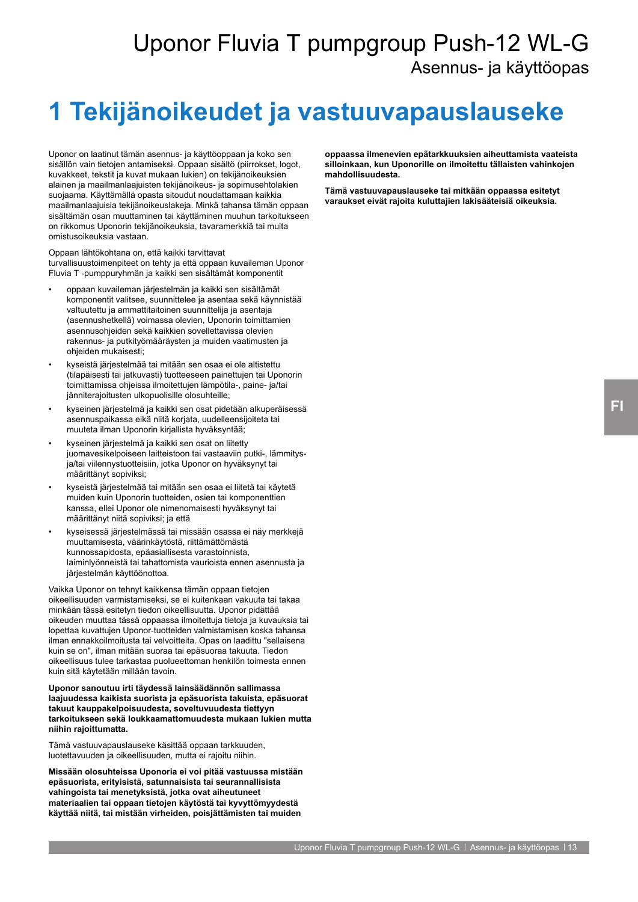# 1 Tekijänoikeudet ja vastuuvapauslauseke

Uponor on laatinut tämän asennus- ja käyttöoppaan ja koko sen sisällön vain tietojen antamiseksi. Oppaan sisältö (piirrokset, logot, kuvakkeet, tekstit ja kuvat mukaan lukien) on tekijänoikeuksien alainen ja maailmanlaajuisten tekijänoikeus- ja sopimusehtolakien suojaama. Käyttämällä opasta sitoudut noudattamaan kaikkia maailmanlaajuisia tekijänoikeuslakeja. Minkä tahansa tämän oppaan sisältämän osan muuttaminen tai käyttäminen muuhun tarkoitukseen on rikkomus Uponorin tekijänoikeuksia, tavaramerkkiä tai muita omistusoikeuksia vastaan.

Oppaan lähtökohtana on, että kaikki tarvittavat turvallisuustoimenpiteet on tehty ja että oppaan kuvaileman Uponor Fluvia T -pumppuryhmän ja kaikki sen sisältämät komponentit

- oppaan kuvaileman järjestelmän ja kaikki sen sisältämät komponentit valitsee, suunnittelee ja asentaa sekä käynnistää valtuutettu ja ammattitaitoinen suunnittelija ja asentaja (asennushetkellä) voimassa olevien, Uponorin toimittamien asennusohjeiden sekä kaikkien sovellettavissa olevien rakennus- ja putkityömääräysten ja muiden vaatimusten ja ohjeiden mukaisesti;
- kyseistä järjestelmää tai mitään sen osaa ei ole altistettu (tilapäisesti tai jatkuvasti) tuotteeseen painettujen tai Uponorin toimittamissa ohjeissa ilmoitettujen lämpötila-, paine- ja/tai jänniterajoitusten ulkopuolisille olosuhteille;
- kyseinen järjestelmä ja kaikki sen osat pidetään alkuperäisessä asennuspaikassa eikä niitä korjata, uudelleensijoiteta tai muuteta ilman Uponorin kirjallista hyväksyntää;
- kyseinen järjestelmä ja kaikki sen osat on liitetty juomavesikelpoiseen laitteistoon tai vastaaviin putki-, lämmitys- ja/tai viilennystuotteisiin, jotka Uponor on hyväksynyt tai määrittänyt sopiviksi;
- kyseistä järjestelmää tai mitään sen osaa ei liitetä tai käytetä muiden kuin Uponorin tuotteiden, osien tai komponenttien kanssa, ellei Uponor ole nimenomaisesti hyväksynyt tai määrittänyt niitä sopiviksi; ja että
- kyseisessä järjestelmässä tai missään osassa ei näy merkkejä muuttamisesta, väärinkäytöstä, riittämättömästä kunnossapidosta, epäasiallisesta varastoinnista, laiminlyönneistä tai tahattomista vaurioista ennen asennusta ja järjestelmän käyttöönottoa.

Vaikka Uponor on tehnyt kaikkensa tämän oppaan tietojen oikeellisuuden varmistamiseksi, se ei kuitenkaan vakuuta tai takaa minkään tässä esitetyn tiedon oikeellisuutta. Uponor pidättää oikeuden muuttaa tässä oppaassa ilmoitettuja tietoja ja kuvauksia tai lopettaa kuvattujen Uponor-tuotteiden valmistamisen koska tahansa ilman ennakkoilmoitusta tai velvoitteita. Opas on laadittu "sellaisena kuin se on", ilman mitään suoraa tai epäsuoraa takuuta. Tiedon oikeellisuus tulee tarkastaa puolueettoman henkilön toimesta ennen kuin sitä käytetään millään tavoin.

**Uponor sanoutuu irti täydessä lainsäädännön sallimassa laajuudessa kaikista suorista ja epäsuorista takuista, epäsuorat takuut kauppakelpoisuudesta, soveltuvuudesta tiettyyn tarkoitukseen sekä loukkaamattomuudesta mukaan lukien mutta niihin rajoittumatta.**

Tämä vastuuvapauslauseke käsittää oppaan tarkkuuden, luotettavuuden ja oikeellisuuden, mutta ei rajoitu niihin.

**Missään olosuhteissa Uponoria ei voi pitää vastuussa mistään epäsuorista, erityisistä, satunnaisista tai seurannallisista vahingoista tai menetyksistä, jotka ovat aiheutuneet materiaalien tai oppaan tietojen käytöstä tai kyvyttömyydestä käyttää niitä, tai mistään virheiden, poisjättämisten tai muiden oppaassa ilmenevien epätarkkuuksien aiheuttamista vaateista silloinkaan, kun Uponorille on ilmoitettu tällaisten vahinkojen mahdollisuudesta.**

**Tämä vastuuvapauslauseke tai mitkään oppaassa esitetyt varaukset eivät rajoita kuluttajien lakisääteisiä oikeuksia.**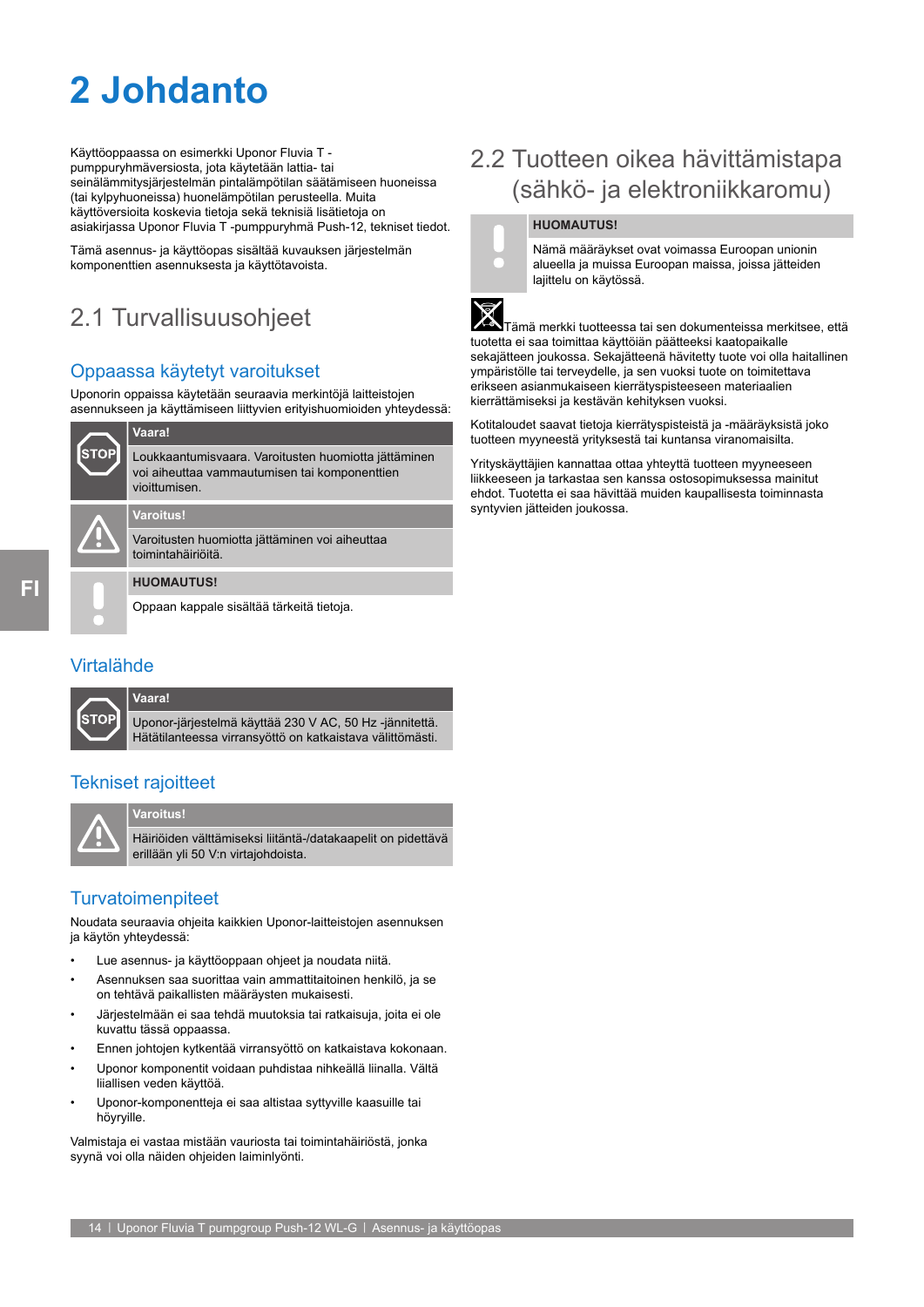# 2 Johdanto

Käyttöoppaassa on esimerkki Uponor Fluvia T -pumppuryhmäversiosta, jota käytetään lattia- tai seinälämmitysjärjestelmän pintalämpötilan säätämiseen huoneissa (tai kylpyhuoneissa) huonelämpötilan perusteella. Muita käyttöversioita koskevia tietoja sekä teknisiä lisätietoja on asiakirjassa Uponor Fluvia T -pumppuryhmä Push-12, tekniset tiedot.

Tämä asennus- ja käyttöopas sisältää kuvauksen järjestelmän komponenttien asennuksesta ja käyttötavoista.

## 2.1 Turvallisuusohjeet

### Oppaassa käytetyt varoitukset

Uponorin oppaissa käytetään seuraavia merkintöjä laitteistojen asennukseen ja käyttämiseen liittyvien erityishuomioiden yhteydessä:

**Vaara!**

Loukkaantumisvaara. Varoitusten huomiotta jättäminen voi aiheuttaa vammautumisen tai komponenttien vioittumisen.

**Varoitus!**

Varoitusten huomiotta jättäminen voi aiheuttaa toimintahäiriöitä.

**HUOMAUTUS!**

Oppaan kappale sisältää tärkeitä tietoja.

### Virtalähde

**Vaara!**

Uponor-järjestelmä käyttää 230 V AC, 50 Hz -jännitettä. Hätätilanteessa virransyöttö on katkaistava välittömästi.

### Tekniset rajoitteet

**Varoitus!**

Häiriöiden välttämiseksi liitäntä-/datakaapelit on pidettävä erillään yli 50 V:n virtajohdoista.

### Turvatoimenpiteet

Noudata seuraavia ohjeita kaikkien Uponor-laitteistojen asennuksen ja käytön yhteydessä:

- Lue asennus- ja käyttöoppaan ohjeet ja noudata niitä.
- Asennuksen saa suorittaa vain ammattitaitoinen henkilö, ja se on tehtävä paikallisten määräysten mukaisesti.
- Järjestelmään ei saa tehdä muutoksia tai ratkaisuja, joita ei ole kuvattu tässä oppaassa.
- Ennen johtojen kytkentää virransyöttö on katkaistava kokonaan.
- Uponor komponentit voidaan puhdistaa nihkeällä liinalla. Vältä liiallisen veden käyttöä.
- Uponor-komponentteja ei saa altistaa syttyville kaasuille tai höyryille.

Valmistaja ei vastaa mistään vauriosta tai toimintahäiriöstä, jonka syynä voi olla näiden ohjeiden laiminlyönti.

## 2.2 Tuotteen oikea hävittämistapa (sähkö- ja elektroniikkaromu)

**HUOMAUTUS!**

Nämä määräykset ovat voimassa Euroopan unionin alueella ja muissa Euroopan maissa, joissa jätteiden lajittelu on käytössä.

Tämä merkki tuotteessa tai sen dokumenteissa merkitsee, että tuotetta ei saa toimittaa käyttöiän päätteeksi kaatopaikalle sekajätteen joukossa. Sekajätteenä hävitetty tuote voi olla haitallinen ympäristölle tai terveydelle, ja sen vuoksi tuote on toimitettava erikseen asianmukaiseen kierrätyspisteeseen materiaalien kierrättämiseksi ja kestävän kehityksen vuoksi.

Kotitaloudet saavat tietoja kierrätyspisteistä ja -määräyksistä joko tuotteen myyneestä yrityksestä tai kuntansa viranomaisilta.

Yrityskäyttäjien kannattaa ottaa yhteyttä tuotteen myyneeseen liikkeeseen ja tarkastaa sen kanssa ostosopimuksessa mainitut ehdot. Tuotetta ei saa hävittää muiden kaupallisesta toiminnasta syntyvien jätteiden joukossa.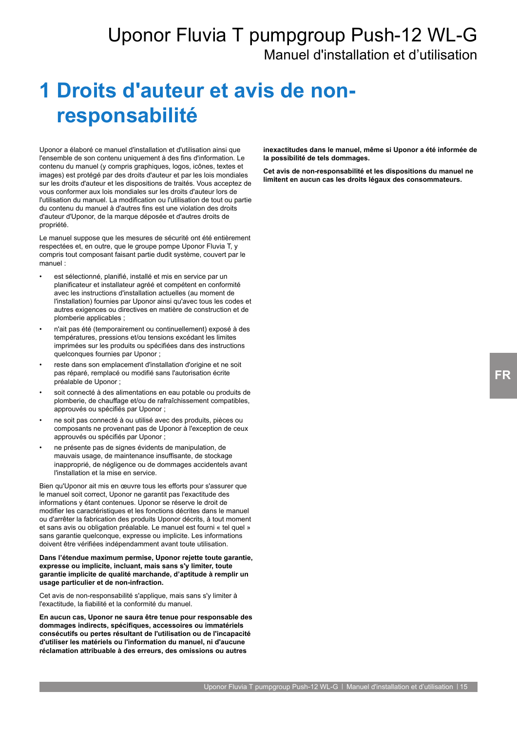# 1 Droits d'auteur et avis de non-responsabilité

Uponor a élaboré ce manuel d'installation et d'utilisation ainsi que l'ensemble de son contenu uniquement à des fins d'information. Le contenu du manuel (y compris graphiques, logos, icônes, textes et images) est protégé par des droits d'auteur et par les lois mondiales sur les droits d'auteur et les dispositions de traités. Vous acceptez de vous conformer aux lois mondiales sur les droits d'auteur lors de l'utilisation du manuel. La modification ou l'utilisation de tout ou partie du contenu du manuel à d'autres fins est une violation des droits d'auteur d'Uponor, de la marque déposée et d'autres droits de propriété.

Le manuel suppose que les mesures de sécurité ont été entièrement respectées et, en outre, que le groupe pompe Uponor Fluvia T, y compris tout composant faisant partie dudit système, couvert par le manuel :

- est sélectionné, planifié, installé et mis en service par un planificateur et installateur agréé et compétent en conformité avec les instructions d'installation actuelles (au moment de l'installation) fournies par Uponor ainsi qu'avec tous les codes et autres exigences ou directives en matière de construction et de plomberie applicables ;
- n'ait pas été (temporairement ou continuellement) exposé à des températures, pressions et/ou tensions excédant les limites imprimées sur les produits ou spécifiées dans des instructions quelconques fournies par Uponor ;
- reste dans son emplacement d'installation d'origine et ne soit pas réparé, remplacé ou modifié sans l'autorisation écrite préalable de Uponor ;
- soit connecté à des alimentations en eau potable ou produits de plomberie, de chauffage et/ou de rafraîchissement compatibles, approuvés ou spécifiés par Uponor ;
- ne soit pas connecté à ou utilisé avec des produits, pièces ou composants ne provenant pas de Uponor à l'exception de ceux approuvés ou spécifiés par Uponor ;
- ne présente pas de signes évidents de manipulation, de mauvais usage, de maintenance insuffisante, de stockage inapproprié, de négligence ou de dommages accidentels avant l'installation et la mise en service.

Bien qu'Uponor ait mis en œuvre tous les efforts pour s'assurer que le manuel soit correct, Uponor ne garantit pas l'exactitude des informations y étant contenues. Uponor se réserve le droit de modifier les caractéristiques et les fonctions décrites dans le manuel ou d'arrêter la fabrication des produits Uponor décrits, à tout moment et sans avis ou obligation préalable. Le manuel est fourni « tel quel » sans garantie quelconque, expresse ou implicite. Les informations doivent être vérifiées indépendamment avant toute utilisation.

**Dans l'étendue maximum permise, Uponor rejette toute garantie, expresse ou implicite, incluant, mais sans s'y limiter, toute garantie implicite de qualité marchande, d'aptitude à remplir un usage particulier et de non-infraction.**

Cet avis de non-responsabilité s'applique, mais sans s'y limiter à l'exactitude, la fiabilité et la conformité du manuel.

**En aucun cas, Uponor ne saura être tenue pour responsable des dommages indirects, spécifiques, accessoires ou immatériels consécutifs ou pertes résultant de l'utilisation ou de l'incapacité d'utiliser les matériels ou l'information du manuel, ni d'aucune réclamation attribuable à des erreurs, des omissions ou autres inexactitudes dans le manuel, même si Uponor a été informée de la possibilité de tels dommages.**

**Cet avis de non-responsabilité et les dispositions du manuel ne limitent en aucun cas les droits légaux des consommateurs.**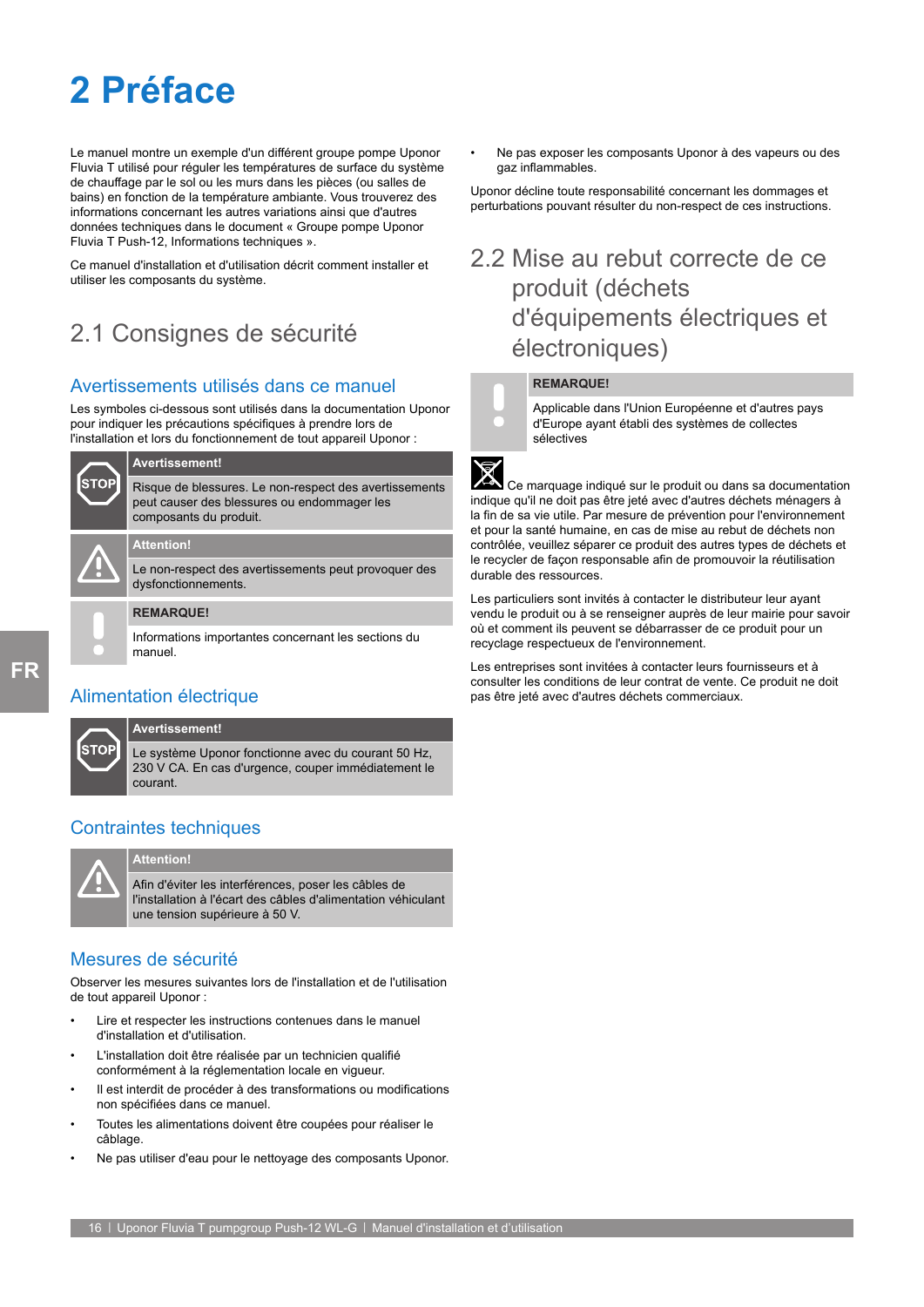# 2 Préface

Le manuel montre un exemple d'un différent groupe pompe Uponor Fluvia T utilisé pour réguler les températures de surface du système de chauffage par le sol ou les murs dans les pièces (ou salles de bains) en fonction de la température ambiante. Vous trouverez des informations concernant les autres variations ainsi que d'autres données techniques dans le document « Groupe pompe Uponor Fluvia T Push-12, Informations techniques ».

Ce manuel d'installation et d'utilisation décrit comment installer et utiliser les composants du système.

## 2.1 Consignes de sécurité

### Avertissements utilisés dans ce manuel

Les symboles ci-dessous sont utilisés dans la documentation Uponor pour indiquer les précautions spécifiques à prendre lors de l'installation et lors du fonctionnement de tout appareil Uponor :

**Avertissement!**

Risque de blessures. Le non-respect des avertissements peut causer des blessures ou endommager les composants du produit.

**Attention!**

Le non-respect des avertissements peut provoquer des dysfonctionnements.

**REMARQUE!**

Informations importantes concernant les sections du manuel.

### Alimentation électrique

**Avertissement!**

Le système Uponor fonctionne avec du courant 50 Hz, 230 V CA. En cas d'urgence, couper immédiatement le courant.

### Contraintes techniques

**Attention!**

Afin d'éviter les interférences, poser les câbles de l'installation à l'écart des câbles d'alimentation véhiculant une tension supérieure à 50 V.

### Mesures de sécurité

Observer les mesures suivantes lors de l'installation et de l'utilisation de tout appareil Uponor :

- Lire et respecter les instructions contenues dans le manuel d'installation et d'utilisation.
- L'installation doit être réalisée par un technicien qualifié conformément à la réglementation locale en vigueur.
- Il est interdit de procéder à des transformations ou modifications non spécifiées dans ce manuel.
- Toutes les alimentations doivent être coupées pour réaliser le câblage.
- Ne pas utiliser d'eau pour le nettoyage des composants Uponor.
- Ne pas exposer les composants Uponor à des vapeurs ou des gaz inflammables.

Uponor décline toute responsabilité concernant les dommages et perturbations pouvant résulter du non-respect de ces instructions.

## 2.2 Mise au rebut correcte de ce produit (déchets d'équipements électriques et électroniques)

**REMARQUE!**

Applicable dans l'Union Européenne et d'autres pays d'Europe ayant établi des systèmes de collectes sélectives

Ce marquage indiqué sur le produit ou dans sa documentation indique qu'il ne doit pas être jeté avec d'autres déchets ménagers à la fin de sa vie utile. Par mesure de prévention pour l'environnement et pour la santé humaine, en cas de mise au rebut de déchets non contrôlée, veuillez séparer ce produit des autres types de déchets et le recycler de façon responsable afin de promouvoir la réutilisation durable des ressources.

Les particuliers sont invités à contacter le distributeur leur ayant vendu le produit ou à se renseigner auprès de leur mairie pour savoir où et comment ils peuvent se débarrasser de ce produit pour un recyclage respectueux de l'environnement.

Les entreprises sont invitées à contacter leurs fournisseurs et à consulter les conditions de leur contrat de vente. Ce produit ne doit pas être jeté avec d'autres déchets commerciaux.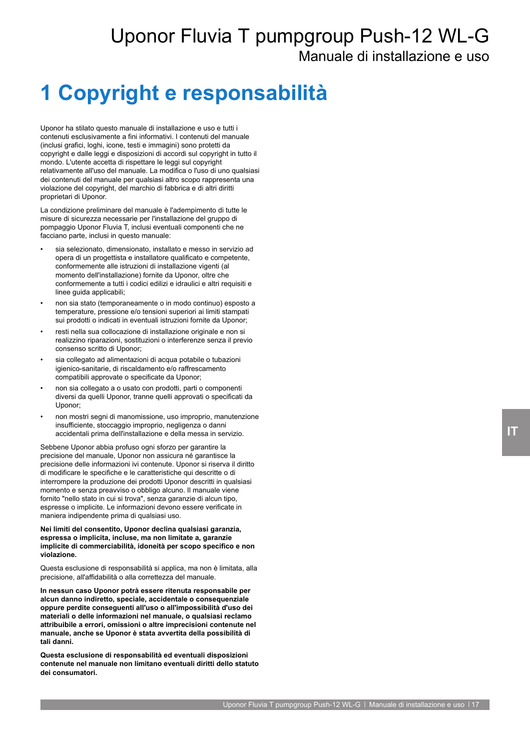# 1 Copyright e responsabilità

Uponor ha stilato questo manuale di installazione e uso e tutti i contenuti esclusivamente a fini informativi. I contenuti del manuale (inclusi grafici, loghi, icone, testi e immagini) sono protetti da copyright e dalle leggi e disposizioni di accordi sul copyright in tutto il mondo. L'utente accetta di rispettare le leggi sul copyright relativamente all'uso del manuale. La modifica o l'uso di uno qualsiasi dei contenuti del manuale per qualsiasi altro scopo rappresenta una violazione del copyright, del marchio di fabbrica e di altri diritti proprietari di Uponor.

La condizione preliminare del manuale è l'adempimento di tutte le misure di sicurezza necessarie per l'installazione del gruppo di pompaggio Uponor Fluvia T, inclusi eventuali componenti che ne facciano parte, inclusi in questo manuale:

- sia selezionato, dimensionato, installato e messo in servizio ad opera di un progettista e installatore qualificato e competente, conformemente alle istruzioni di installazione vigenti (al momento dell'installazione) fornite da Uponor, oltre che conformemente a tutti i codici edilizi e idraulici e altri requisiti e linee guida applicabili;
- non sia stato (temporaneamente o in modo continuo) esposto a temperature, pressione e/o tensioni superiori ai limiti stampati sui prodotti o indicati in eventuali istruzioni fornite da Uponor;
- resti nella sua collocazione di installazione originale e non si realizzino riparazioni, sostituzioni o interferenze senza il previo consenso scritto di Uponor;
- sia collegato ad alimentazioni di acqua potabile o tubazioni igienico-sanitarie, di riscaldamento e/o raffrescamento compatibili approvate o specificate da Uponor;
- non sia collegato a o usato con prodotti, parti o componenti diversi da quelli Uponor, tranne quelli approvati o specificati da Uponor;
- non mostri segni di manomissione, uso improprio, manutenzione insufficiente, stoccaggio improprio, negligenza o danni accidentali prima dell'installazione e della messa in servizio.

Sebbene Uponor abbia profuso ogni sforzo per garantire la precisione del manuale, Uponor non assicura né garantisce la precisione delle informazioni ivi contenute. Uponor si riserva il diritto di modificare le specifiche e le caratteristiche qui descritte o di interrompere la produzione dei prodotti Uponor descritti in qualsiasi momento e senza preavviso o obbligo alcuno. Il manuale viene fornito "nello stato in cui si trova", senza garanzie di alcun tipo, espresse o implicite. Le informazioni devono essere verificate in maniera indipendente prima di qualsiasi uso.

**Nei limiti del consentito, Uponor declina qualsiasi garanzia, espressa o implicita, incluse, ma non limitate a, garanzie implicite di commerciabilità, idoneità per scopo specifico e non violazione.**

Questa esclusione di responsabilità si applica, ma non è limitata, alla precisione, all'affidabilità o alla correttezza del manuale.

**In nessun caso Uponor potrà essere ritenuta responsabile per alcun danno indiretto, speciale, accidentale o consequenziale oppure perdite conseguenti all'uso o all'impossibilità d'uso dei materiali o delle informazioni nel manuale, o qualsiasi reclamo attribuibile a errori, omissioni o altre imprecisioni contenute nel manuale, anche se Uponor è stata avvertita della possibilità di tali danni.**

**Questa esclusione di responsabilità ed eventuali disposizioni contenute nel manuale non limitano eventuali diritti dello statuto dei consumatori.**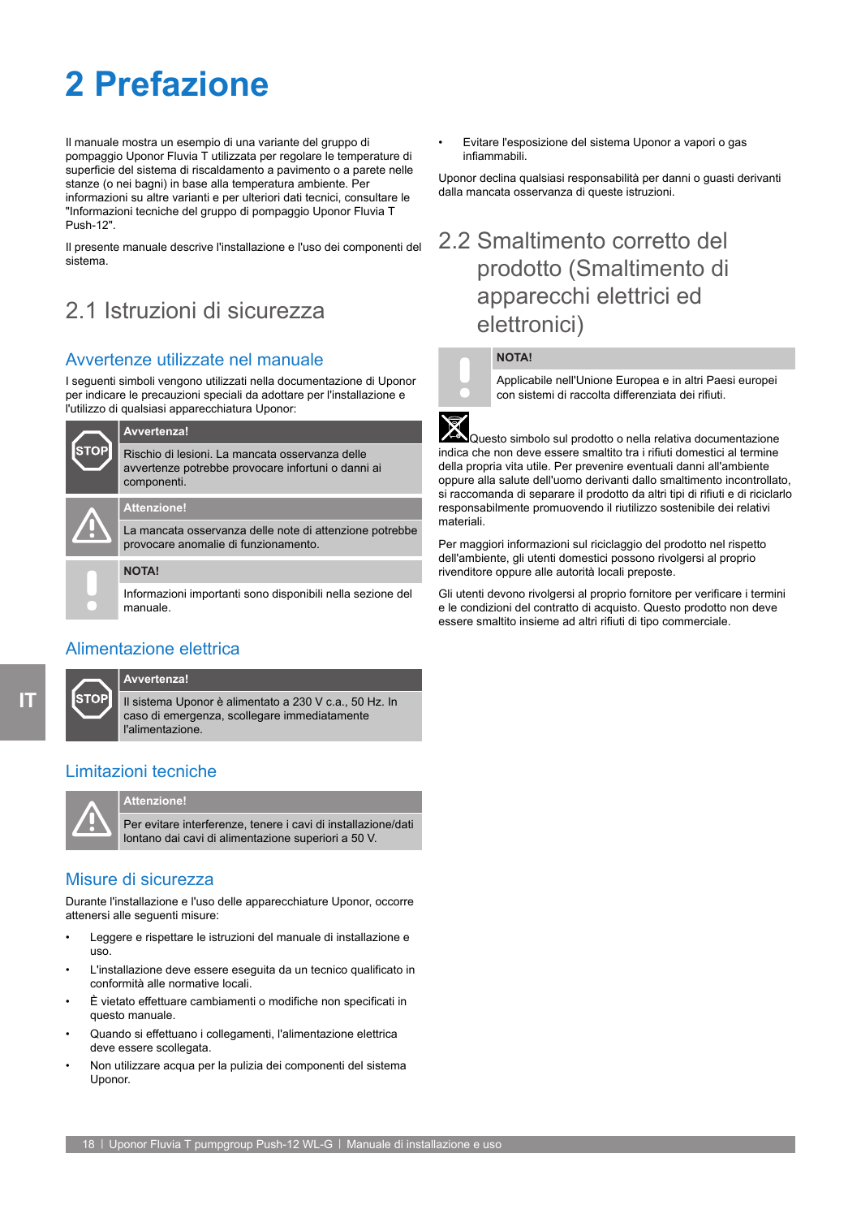# 2 Prefazione

Il manuale mostra un esempio di una variante del gruppo di pompaggio Uponor Fluvia T utilizzata per regolare le temperature di superficie del sistema di riscaldamento a pavimento o a parete nelle stanze (o nei bagni) in base alla temperatura ambiente. Per informazioni su altre varianti e per ulteriori dati tecnici, consultare le "Informazioni tecniche del gruppo di pompaggio Uponor Fluvia T Push-12".

Il presente manuale descrive l'installazione e l'uso dei componenti del sistema.

## 2.1 Istruzioni di sicurezza

### Avvertenze utilizzate nel manuale

I seguenti simboli vengono utilizzati nella documentazione di Uponor per indicare le precauzioni speciali da adottare per l'installazione e l'utilizzo di qualsiasi apparecchiatura Uponor:

**Avvertenza!**

Rischio di lesioni. La mancata osservanza delle avvertenze potrebbe provocare infortuni o danni ai componenti.

**Attenzione!**

La mancata osservanza delle note di attenzione potrebbe provocare anomalie di funzionamento.

**NOTA!**

Informazioni importanti sono disponibili nella sezione del manuale.

### Alimentazione elettrica

**Avvertenza!**

Il sistema Uponor è alimentato a 230 V c.a., 50 Hz. In caso di emergenza, scollegare immediatamente l'alimentazione.

### Limitazioni tecniche

**Attenzione!**

Per evitare interferenze, tenere i cavi di installazione/dati lontano dai cavi di alimentazione superiori a 50 V.

### Misure di sicurezza

Durante l'installazione e l'uso delle apparecchiature Uponor, occorre attenersi alle seguenti misure:

- Leggere e rispettare le istruzioni del manuale di installazione e uso.
- L'installazione deve essere eseguita da un tecnico qualificato in conformità alle normative locali.
- È vietato effettuare cambiamenti o modifiche non specificati in questo manuale.
- Quando si effettuano i collegamenti, l'alimentazione elettrica deve essere scollegata.
- Non utilizzare acqua per la pulizia dei componenti del sistema Uponor.
- Evitare l'esposizione del sistema Uponor a vapori o gas infiammabili.

Uponor declina qualsiasi responsabilità per danni o guasti derivanti dalla mancata osservanza di queste istruzioni.

## 2.2 Smaltimento corretto del prodotto (Smaltimento di apparecchi elettrici ed elettronici)

**NOTA!**

Applicabile nell'Unione Europea e in altri Paesi europei con sistemi di raccolta differenziata dei rifiuti.

Questo simbolo sul prodotto o nella relativa documentazione indica che non deve essere smaltito tra i rifiuti domestici al termine della propria vita utile. Per prevenire eventuali danni all'ambiente oppure alla salute dell'uomo derivanti dallo smaltimento incontrollato, si raccomanda di separare il prodotto da altri tipi di rifiuti e di riciclarlo responsabilmente promuovendo il riutilizzo sostenibile dei relativi materiali.

Per maggiori informazioni sul riciclaggio del prodotto nel rispetto dell'ambiente, gli utenti domestici possono rivolgersi al proprio rivenditore oppure alle autorità locali preposte.

Gli utenti devono rivolgersi al proprio fornitore per verificare i termini e le condizioni del contratto di acquisto. Questo prodotto non deve essere smaltito insieme ad altri rifiuti di tipo commerciale.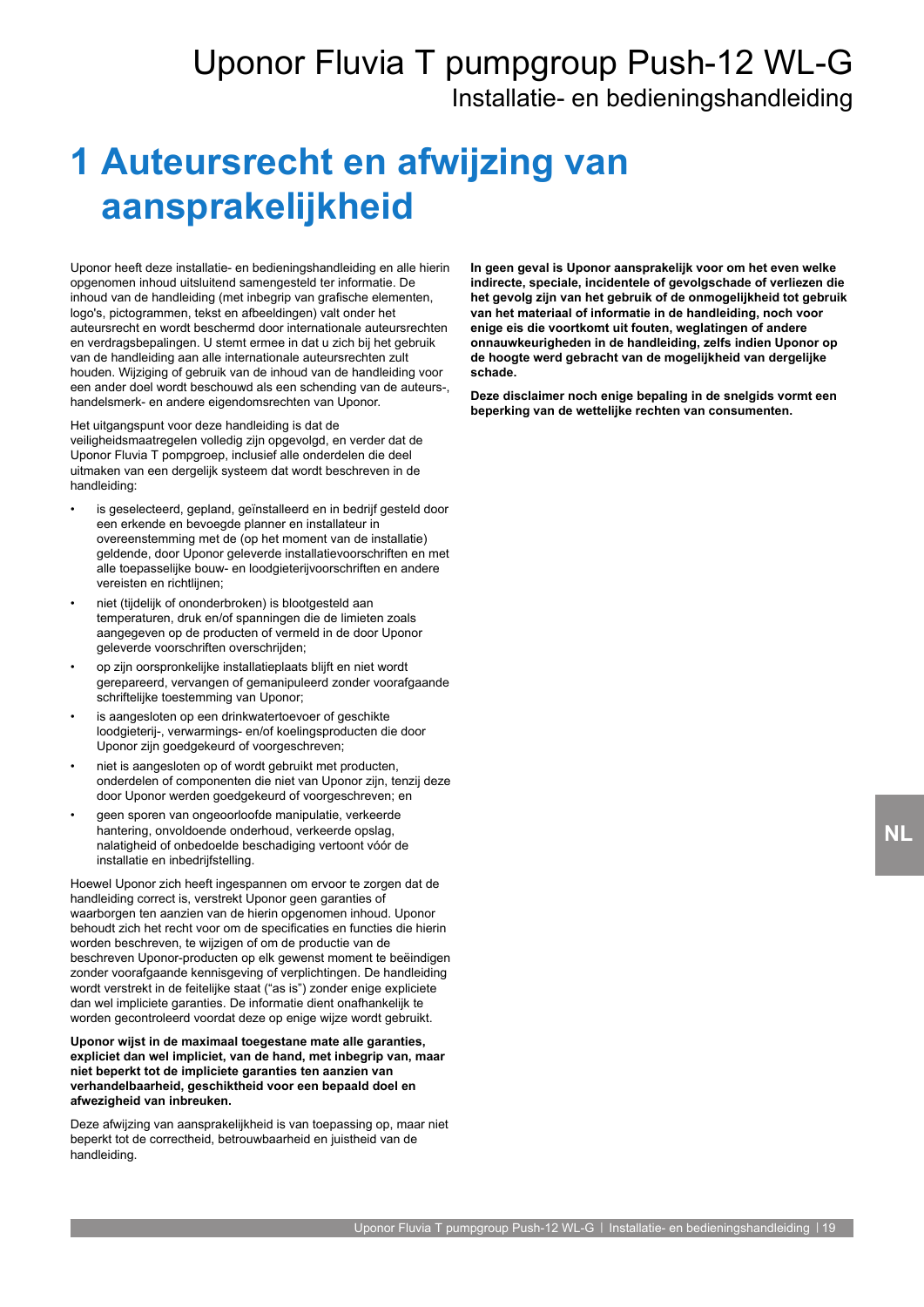# 1 Auteursrecht en afwijzing van aansprakelijkheid

Uponor heeft deze installatie- en bedieningshandleiding en alle hierin opgenomen inhoud uitsluitend samengesteld ter informatie. De inhoud van de handleiding (met inbegrip van grafische elementen, logo's, pictogrammen, tekst en afbeeldingen) valt onder het auteursrecht en wordt beschermd door internationale auteursrechten en verdragsbepalingen. U stemt ermee in dat u zich bij het gebruik van de handleiding aan alle internationale auteursrechten zult houden. Wijziging of gebruik van de inhoud van de handleiding voor een ander doel wordt beschouwd als een schending van de auteurs-, handelsmerk- en andere eigendomsrechten van Uponor.

Het uitgangspunt voor deze handleiding is dat de veiligheidsmaatregelen volledig zijn opgevolgd, en verder dat de Uponor Fluvia T pompgroep, inclusief alle onderdelen die deel uitmaken van een dergelijk systeem dat wordt beschreven in de handleiding:

- is geselecteerd, gepland, geïnstalleerd en in bedrijf gesteld door een erkende en bevoegde planner en installateur in overeenstemming met de (op het moment van de installatie) geldende, door Uponor geleverde installatievoorschriften en met alle toepasselijke bouw- en loodgieterijvoorschriften en andere vereisten en richtlijnen;
- niet (tijdelijk of ononderbroken) is blootgesteld aan temperaturen, druk en/of spanningen die de limieten zoals aangegeven op de producten of vermeld in de door Uponor geleverde voorschriften overschrijden;
- op zijn oorspronkelijke installatieplaats blijft en niet wordt gerepareerd, vervangen of gemanipuleerd zonder voorafgaande schriftelijke toestemming van Uponor;
- is aangesloten op een drinkwatertoevoer of geschikte loodgieterij-, verwarmings- en/of koelingsproducten die door Uponor zijn goedgekeurd of voorgeschreven;
- niet is aangesloten op of wordt gebruikt met producten, onderdelen of componenten die niet van Uponor zijn, tenzij deze door Uponor werden goedgekeurd of voorgeschreven; en
- geen sporen van ongeoorloofde manipulatie, verkeerde hantering, onvoldoende onderhoud, verkeerde opslag, nalatigheid of onbedoelde beschadiging vertoont vóór de installatie en inbedrijfstelling.

Hoewel Uponor zich heeft ingespannen om ervoor te zorgen dat de handleiding correct is, verstrekt Uponor geen garanties of waarborgen ten aanzien van de hierin opgenomen inhoud. Uponor behoudt zich het recht voor om de specificaties en functies die hierin worden beschreven, te wijzigen of om de productie van de beschreven Uponor-producten op elk gewenst moment te beëindigen zonder voorafgaande kennisgeving of verplichtingen. De handleiding wordt verstrekt in de feitelijke staat ("as is") zonder enige expliciete dan wel impliciete garanties. De informatie dient onafhankelijk te worden gecontroleerd voordat deze op enige wijze wordt gebruikt.

**Uponor wijst in de maximaal toegestane mate alle garanties, expliciet dan wel impliciet, van de hand, met inbegrip van, maar niet beperkt tot de impliciete garanties ten aanzien van verhandelbaarheid, geschiktheid voor een bepaald doel en afwezigheid van inbreuken.**

Deze afwijzing van aansprakelijkheid is van toepassing op, maar niet beperkt tot de correctheid, betrouwbaarheid en juistheid van de handleiding.

**In geen geval is Uponor aansprakelijk voor om het even welke indirecte, speciale, incidentele of gevolgschade of verliezen die het gevolg zijn van het gebruik of de onmogelijkheid tot gebruik van het materiaal of informatie in de handleiding, noch voor enige eis die voortkomt uit fouten, weglatingen of andere onnauwkeurigheden in de handleiding, zelfs indien Uponor op de hoogte werd gebracht van de mogelijkheid van dergelijke schade.**

**Deze disclaimer noch enige bepaling in de snelgids vormt een beperking van de wettelijke rechten van consumenten.**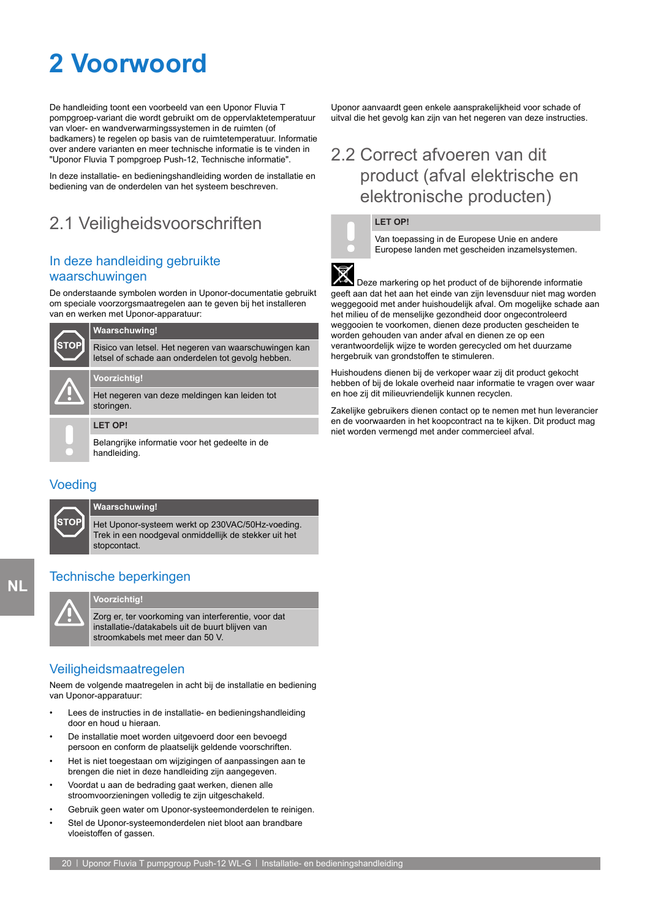# 2 Voorwoord

De handleiding toont een voorbeeld van een Uponor Fluvia T pompgroep-variant die wordt gebruikt om de oppervlaktetemperatuur van vloer- en wandverwarmingssystemen in de ruimten (of badkamers) te regelen op basis van de ruimtetemperatuur. Informatie over andere varianten en meer technische informatie is te vinden in "Uponor Fluvia T pompgroep Push-12, Technische informatie".

In deze installatie- en bedieningshandleiding worden de installatie en bediening van de onderdelen van het systeem beschreven.

## 2.1 Veiligheidsvoorschriften

### In deze handleiding gebruikte waarschuwingen

De onderstaande symbolen worden in Uponor-documentatie gebruikt om speciale voorzorgsmaatregelen aan te geven bij het installeren van en werken met Uponor-apparatuur:

**Waarschuwing!**

Risico van letsel. Het negeren van waarschuwingen kan letsel of schade aan onderdelen tot gevolg hebben.

**Voorzichtig!**

Het negeren van deze meldingen kan leiden tot storingen.

**LET OP!**

Belangrijke informatie voor het gedeelte in de handleiding.

### Voeding

**Waarschuwing!**

Het Uponor-systeem werkt op 230VAC/50Hz-voeding. Trek in een noodgeval onmiddellijk de stekker uit het stopcontact.

### Technische beperkingen

**Voorzichtig!**

Zorg er, ter voorkoming van interferentie, voor dat installatie-/datakabels uit de buurt blijven van stroomkabels met meer dan 50 V.

### Veiligheidsmaatregelen

Neem de volgende maatregelen in acht bij de installatie en bediening van Uponor-apparatuur:

- Lees de instructies in de installatie- en bedieningshandleiding door en houd u hieraan.
- De installatie moet worden uitgevoerd door een bevoegd persoon en conform de plaatselijk geldende voorschriften.
- Het is niet toegestaan om wijzigingen of aanpassingen aan te brengen die niet in deze handleiding zijn aangegeven.
- Voordat u aan de bedrading gaat werken, dienen alle stroomvoorzieningen volledig te zijn uitgeschakeld.
- Gebruik geen water om Uponor-systeemonderdelen te reinigen.
- Stel de Uponor-systeemonderdelen niet bloot aan brandbare vloeistoffen of gassen.

Uponor aanvaardt geen enkele aansprakelijkheid voor schade of uitval die het gevolg kan zijn van het negeren van deze instructies.

## 2.2 Correct afvoeren van dit product (afval elektrische en elektronische producten)

**LET OP!**

Van toepassing in de Europese Unie en andere Europese landen met gescheiden inzamelsystemen.

Deze markering op het product of de bijhorende informatie geeft aan dat het aan het einde van zijn levensduur niet mag worden weggegooid met ander huishoudelijk afval. Om mogelijke schade aan het milieu of de menselijke gezondheid door ongecontroleerd weggooien te voorkomen, dienen deze producten gescheiden te worden gehouden van ander afval en dienen ze op een verantwoordelijk wijze te worden gerecycled om het duurzame hergebruik van grondstoffen te stimuleren.

Huishoudens dienen bij de verkoper waar zij dit product gekocht hebben of bij de lokale overheid naar informatie te vragen over waar en hoe zij dit milieuvriendelijk kunnen recyclen.

Zakelijke gebruikers dienen contact op te nemen met hun leverancier en de voorwaarden in het koopcontract na te kijken. Dit product mag niet worden vermengd met ander commercieel afval.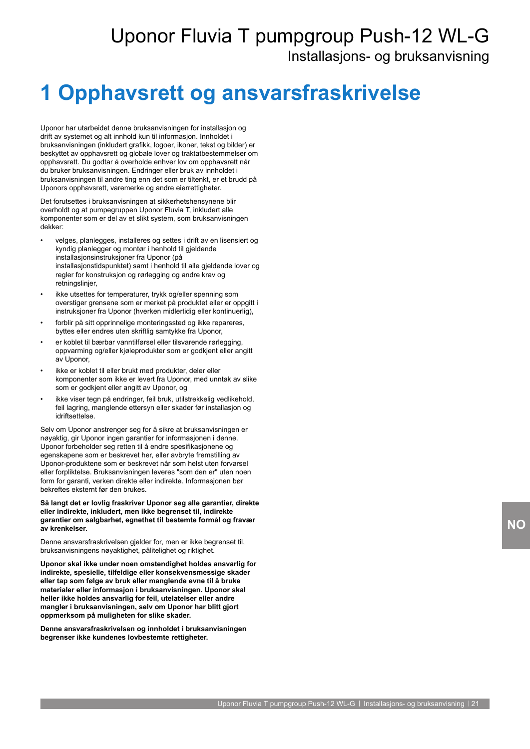# 1 Opphavsrett og ansvarsfraskrivelse

Uponor har utarbeidet denne bruksanvisningen for installasjon og drift av systemet og alt innhold kun til informasjon. Innholdet i bruksanvisningen (inkludert grafikk, logoer, ikoner, tekst og bilder) er beskyttet av opphavsrett og globale lover og traktatbestemmelser om opphavsrett. Du godtar å overholde enhver lov om opphavsrett når du bruker bruksanvisningen. Endringer eller bruk av innholdet i bruksanvisningen til andre ting enn det som er tiltenkt, er et brudd på Uponors opphavsrett, varemerke og andre eierrettigheter.

Det forutsettes i bruksanvisningen at sikkerhetshensynene blir overholdt og at pumpegruppen Uponor Fluvia T, inkludert alle komponenter som er del av et slikt system, som bruksanvisningen dekker:

- velges, planlegges, installeres og settes i drift av en lisensiert og kyndig planlegger og montør i henhold til gjeldende installasjonsinstruksjoner fra Uponor (på installasjonstidspunktet) samt i henhold til alle gjeldende lover og regler for konstruksjon og rørlegging og andre krav og retningslinjer,
- ikke utsettes for temperaturer, trykk og/eller spenning som overstiger grensene som er merket på produktet eller er oppgitt i instruksjoner fra Uponor (hverken midlertidig eller kontinuerlig),
- forblir på sitt opprinnelige monteringssted og ikke repareres, byttes eller endres uten skriftlig samtykke fra Uponor,
- er koblet til bærbar vanntilførsel eller tilsvarende rørlegging, oppvarming og/eller kjøleprodukter som er godkjent eller angitt av Uponor,
- ikke er koblet til eller brukt med produkter, deler eller komponenter som ikke er levert fra Uponor, med unntak av slike som er godkjent eller angitt av Uponor, og
- ikke viser tegn på endringer, feil bruk, utilstrekkelig vedlikehold, feil lagring, manglende ettersyn eller skader før installasjon og idriftsettelse.

Selv om Uponor anstrenger seg for å sikre at bruksanvisningen er nøyaktig, gir Uponor ingen garantier for informasjonen i denne. Uponor forbeholder seg retten til å endre spesifikasjonene og egenskapene som er beskrevet her, eller avbryte fremstilling av Uponor-produktene som er beskrevet når som helst uten forvarsel eller forpliktelse. Bruksanvisningen leveres "som den er" uten noen form for garanti, verken direkte eller indirekte. Informasjonen bør bekreftes eksternt før den brukes.

**Så langt det er lovlig fraskriver Uponor seg alle garantier, direkte eller indirekte, inkludert, men ikke begrenset til, indirekte garantier om salgbarhet, egnethet til bestemte formål og fravær av krenkelser.**

Denne ansvarsfraskrivelsen gjelder for, men er ikke begrenset til, bruksanvisningens nøyaktighet, pålitelighet og riktighet.

**Uponor skal ikke under noen omstendighet holdes ansvarlig for indirekte, spesielle, tilfeldige eller konsekvensmessige skader eller tap som følge av bruk eller manglende evne til å bruke materialer eller informasjon i bruksanvisningen. Uponor skal heller ikke holdes ansvarlig for feil, utelatelser eller andre mangler i bruksanvisningen, selv om Uponor har blitt gjort oppmerksom på muligheten for slike skader.**

**Denne ansvarsfraskrivelsen og innholdet i bruksanvisningen begrenser ikke kundenes lovbestemte rettigheter.**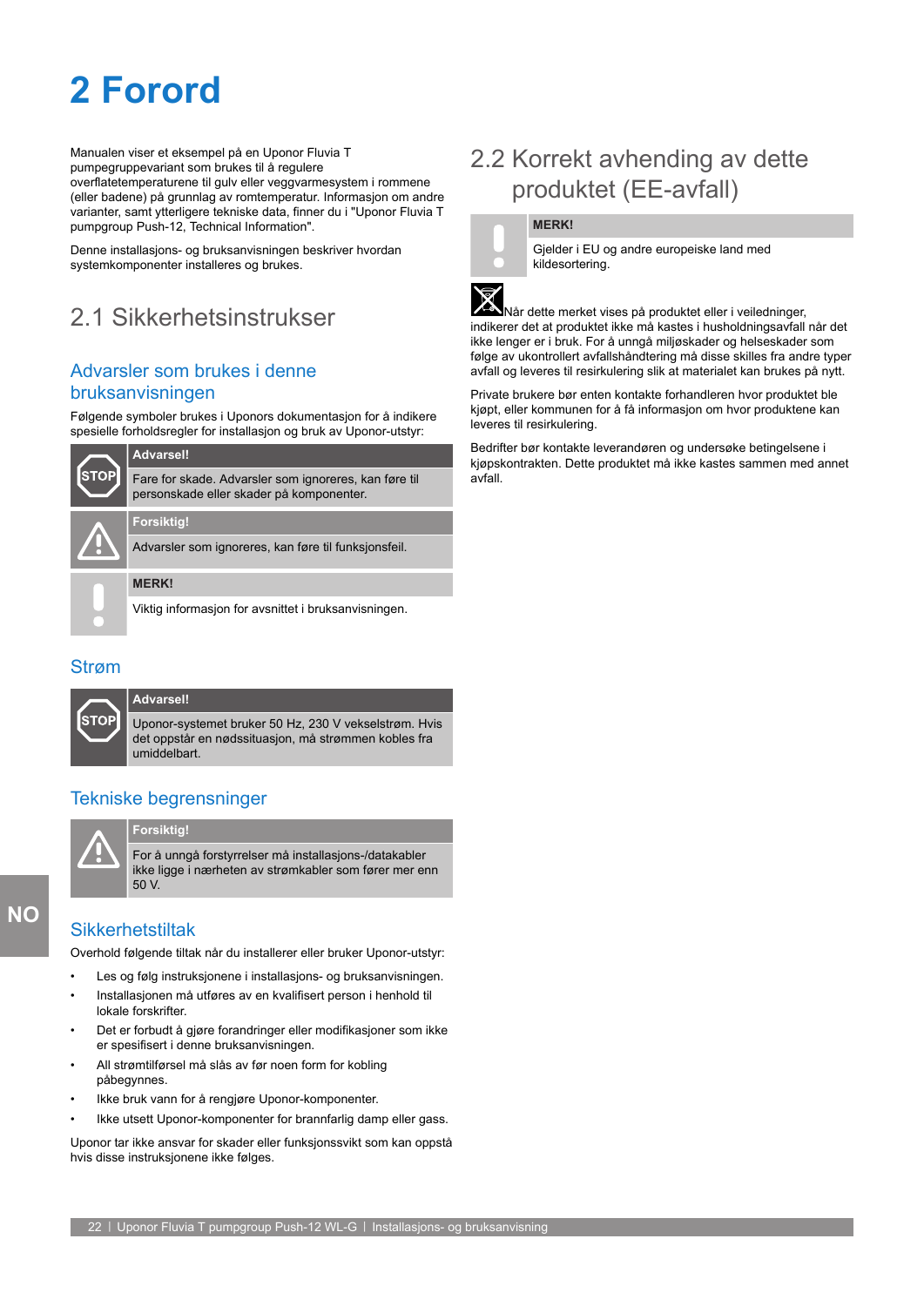# 2 Forord

Manualen viser et eksempel på en Uponor Fluvia T pumpegruppevariant som brukes til å regulere overflatetemperaturene til gulv eller veggvarmesystem i rommene (eller badene) på grunnlag av romtemperatur. Informasjon om andre varianter, samt ytterligere tekniske data, finner du i "Uponor Fluvia T pumpgroup Push-12, Technical Information".

Denne installasjons- og bruksanvisningen beskriver hvordan systemkomponenter installeres og brukes.

## 2.1 Sikkerhetsinstrukser

### Advarsler som brukes i denne bruksanvisningen

Følgende symboler brukes i Uponors dokumentasjon for å indikere spesielle forholdsregler for installasjon og bruk av Uponor-utstyr:

| | |
|---|---|
| STOP | **Advarsel!** Fare for skade. Advarsler som ignoreres, kan føre til personskade eller skader på komponenter. |
| ⚠ | **Forsiktig!** Advarsler som ignoreres, kan føre til funksjonsfeil. |
| ! | **MERK!** Viktig informasjon for avsnittet i bruksanvisningen. |

### Strøm

> **Advarsel!**
>
> Uponor-systemet bruker 50 Hz, 230 V vekselstrøm. Hvis det oppstår en nødssituasjon, må strømmen kobles fra umiddelbart.

### Tekniske begrensninger

> **Forsiktig!**
>
> For å unngå forstyrrelser må installasjons-/datakabler ikke ligge i nærheten av strømkabler som fører mer enn 50 V.

### Sikkerhetstiltak

Overhold følgende tiltak når du installerer eller bruker Uponor-utstyr:

- Les og følg instruksjonene i installasjons- og bruksanvisningen.
- Installasjonen må utføres av en kvalifisert person i henhold til lokale forskrifter.
- Det er forbudt å gjøre forandringer eller modifikasjoner som ikke er spesifisert i denne bruksanvisningen.
- All strømtilførsel må slås av før noen form for kobling påbegynnes.
- Ikke bruk vann for å rengjøre Uponor-komponenter.
- Ikke utsett Uponor-komponenter for brannfarlig damp eller gass.

Uponor tar ikke ansvar for skader eller funksjonssvikt som kan oppstå hvis disse instruksjonene ikke følges.

## 2.2 Korrekt avhending av dette produktet (EE-avfall)

> **MERK!**
>
> Gjelder i EU og andre europeiske land med kildesortering.

Når dette merket vises på produktet eller i veiledninger, indikerer det at produktet ikke må kastes i husholdningsavfall når det ikke lenger er i bruk. For å unngå miljøskader og helseskader som følge av ukontrollert avfallshåndtering må disse skilles fra andre typer avfall og leveres til resirkulering slik at materialet kan brukes på nytt.

Private brukere bør enten kontakte forhandleren hvor produktet ble kjøpt, eller kommunen for å få informasjon om hvor produktene kan leveres til resirkulering.

Bedrifter bør kontakte leverandøren og undersøke betingelsene i kjøpskontrakten. Dette produktet må ikke kastes sammen med annet avfall.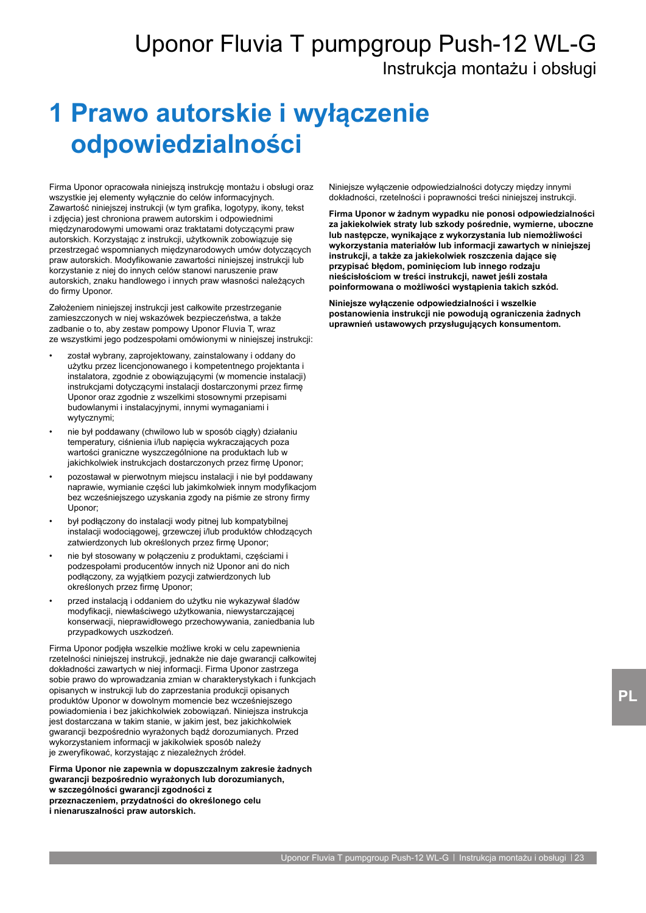# 1 Prawo autorskie i wyłączenie odpowiedzialności

Firma Uponor opracowała niniejszą instrukcję montażu i obsługi oraz wszystkie jej elementy wyłącznie do celów informacyjnych. Zawartość niniejszej instrukcji (w tym grafika, logotypy, ikony, tekst i zdjęcia) jest chroniona prawem autorskim i odpowiednimi międzynarodowymi umowami oraz traktatami dotyczącymi praw autorskich. Korzystając z instrukcji, użytkownik zobowiązuje się przestrzegać wspomnianych międzynarodowych umów dotyczących praw autorskich. Modyfikowanie zawartości niniejszej instrukcji lub korzystanie z niej do innych celów stanowi naruszenie praw autorskich, znaku handlowego i innych praw własności należących do firmy Uponor.

Założeniem niniejszej instrukcji jest całkowite przestrzeganie zamieszczonych w niej wskazówek bezpieczeństwa, a także zadbanie o to, aby zestaw pompowy Uponor Fluvia T, wraz ze wszystkimi jego podzespołami omówionymi w niniejszej instrukcji:

- został wybrany, zaprojektowany, zainstalowany i oddany do użytku przez licencjonowanego i kompetentnego projektanta i instalatora, zgodnie z obowiązującymi (w momencie instalacji) instrukcjami dotyczącymi instalacji dostarczonymi przez firmę Uponor oraz zgodnie z wszelkimi stosownymi przepisami budowlanymi i instalacyjnymi, innymi wymaganiami i wytycznymi;
- nie był poddawany (chwilowo lub w sposób ciągły) działaniu temperatury, ciśnienia i/lub napięcia wykraczających poza wartości graniczne wyszczególnione na produktach lub w jakichkolwiek instrukcjach dostarczonych przez firmę Uponor;
- pozostawał w pierwotnym miejscu instalacji i nie był poddawany naprawie, wymianie części lub jakimkolwiek innym modyfikacjom bez wcześniejszego uzyskania zgody na piśmie ze strony firmy Uponor;
- był podłączony do instalacji wody pitnej lub kompatybilnej instalacji wodociągowej, grzewczej i/lub produktów chłodzących zatwierdzonych lub określonych przez firmę Uponor;
- nie był stosowany w połączeniu z produktami, częściami i podzespołami producentów innych niż Uponor ani do nich podłączony, za wyjątkiem pozycji zatwierdzonych lub określonych przez firmę Uponor;
- przed instalacją i oddaniem do użytku nie wykazywał śladów modyfikacji, niewłaściwego użytkowania, niewystarczającej konserwacji, nieprawidłowego przechowywania, zaniedbania lub przypadkowych uszkodzeń.

Firma Uponor podjęła wszelkie możliwe kroki w celu zapewnienia rzetelności niniejszej instrukcji, jednakże nie daje gwarancji całkowitej dokładności zawartych w niej informacji. Firma Uponor zastrzega sobie prawo do wprowadzania zmian w charakterystykach i funkcjach opisanych w instrukcji lub do zaprzestania produkcji opisanych produktów Uponor w dowolnym momencie bez wcześniejszego powiadomienia i bez jakichkolwiek zobowiązań. Niniejsza instrukcja jest dostarczana w takim stanie, w jakim jest, bez jakichkolwiek gwarancji bezpośrednio wyrażonych bądź dorozumianych. Przed wykorzystaniem informacji w jakikolwiek sposób należy je zweryfikować, korzystając z niezależnych źródeł.

**Firma Uponor nie zapewnia w dopuszczalnym zakresie żadnych gwarancji bezpośrednio wyrażonych lub dorozumianych, w szczególności gwarancji zgodności z przeznaczeniem, przydatności do określonego celu i nienaruszalności praw autorskich.**

Niniejsze wyłączenie odpowiedzialności dotyczy między innymi dokładności, rzetelności i poprawności treści niniejszej instrukcji.

**Firma Uponor w żadnym wypadku nie ponosi odpowiedzialności za jakiekolwiek straty lub szkody pośrednie, wymierne, uboczne lub następcze, wynikające z wykorzystania lub niemożliwości wykorzystania materiałów lub informacji zawartych w niniejszej instrukcji, a także za jakiekolwiek roszczenia dające się przypisać błędom, pominięciom lub innego rodzaju nieścisłościom w treści instrukcji, nawet jeśli została poinformowana o możliwości wystąpienia takich szkód.**

**Niniejsze wyłączenie odpowiedzialności i wszelkie postanowienia instrukcji nie powodują ograniczenia żadnych uprawnień ustawowych przysługujących konsumentom.**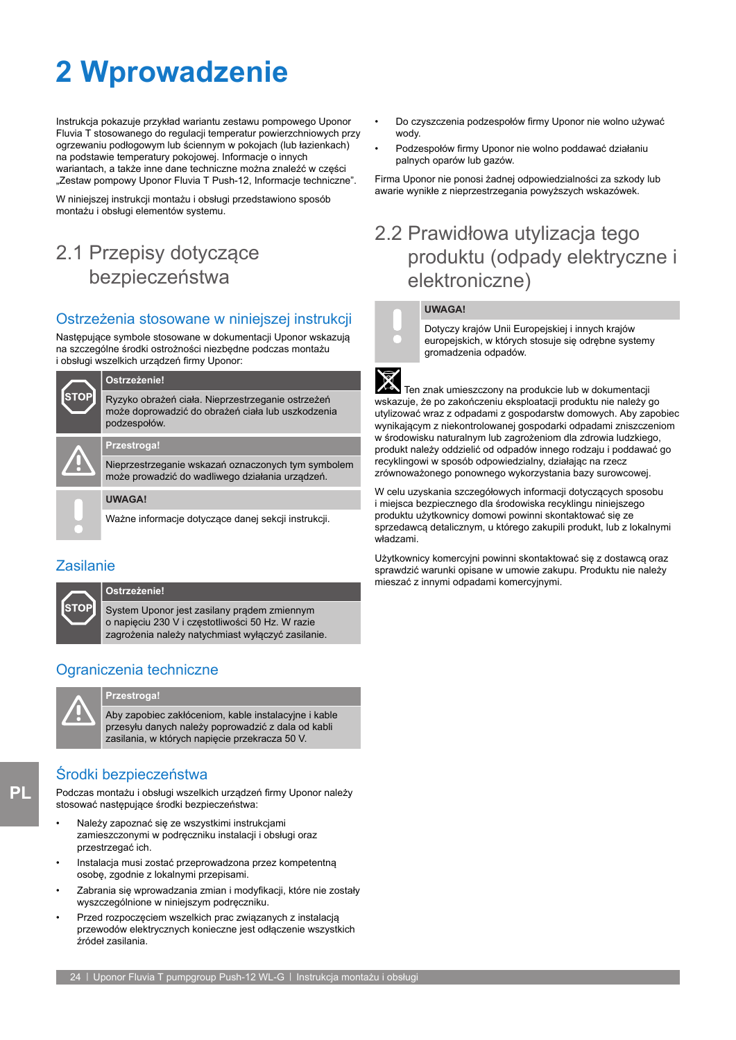# 2 Wprowadzenie

Instrukcja pokazuje przykład wariantu zestawu pompowego Uponor Fluvia T stosowanego do regulacji temperatur powierzchniowych przy ogrzewaniu podłogowym lub ściennym w pokojach (lub łazienkach) na podstawie temperatury pokojowej. Informacje o innych wariantach, a także inne dane techniczne można znaleźć w części „Zestaw pompowy Uponor Fluvia T Push-12, Informacje techniczne".

W niniejszej instrukcji montażu i obsługi przedstawiono sposób montażu i obsługi elementów systemu.

## 2.1 Przepisy dotyczące bezpieczeństwa

### Ostrzeżenia stosowane w niniejszej instrukcji

Następujące symbole stosowane w dokumentacji Uponor wskazują na szczególne środki ostrożności niezbędne podczas montażu i obsługi wszelkich urządzeń firmy Uponor:

**Ostrzeżenie!**

Ryzyko obrażeń ciała. Nieprzestrzeganie ostrzeżeń może doprowadzić do obrażeń ciała lub uszkodzenia podzespołów.

**Przestroga!**

Nieprzestrzeganie wskazań oznaczonych tym symbolem może prowadzić do wadliwego działania urządzeń.

**UWAGA!**

Ważne informacje dotyczące danej sekcji instrukcji.

### Zasilanie

**Ostrzeżenie!**

System Uponor jest zasilany prądem zmiennym o napięciu 230 V i częstotliwości 50 Hz. W razie zagrożenia należy natychmiast wyłączyć zasilanie.

### Ograniczenia techniczne

**Przestroga!**

Aby zapobiec zakłóceniom, kable instalacyjne i kable przesyłu danych należy poprowadzić z dala od kabli zasilania, w których napięcie przekracza 50 V.

### Środki bezpieczeństwa

Podczas montażu i obsługi wszelkich urządzeń firmy Uponor należy stosować następujące środki bezpieczeństwa:

- Należy zapoznać się ze wszystkimi instrukcjami zamieszczonymi w podręczniku instalacji i obsługi oraz przestrzegać ich.
- Instalacja musi zostać przeprowadzona przez kompetentną osobę, zgodnie z lokalnymi przepisami.
- Zabrania się wprowadzania zmian i modyfikacji, które nie zostały wyszczególnione w niniejszym podręczniku.
- Przed rozpoczęciem wszelkich prac związanych z instalacją przewodów elektrycznych konieczne jest odłączenie wszystkich źródeł zasilania.
- Do czyszczenia podzespołów firmy Uponor nie wolno używać wody.
- Podzespołów firmy Uponor nie wolno poddawać działaniu palnych oparów lub gazów.

Firma Uponor nie ponosi żadnej odpowiedzialności za szkody lub awarie wynikłe z nieprzestrzegania powyższych wskazówek.

## 2.2 Prawidłowa utylizacja tego produktu (odpady elektryczne i elektroniczne)

**UWAGA!**

Dotyczy krajów Unii Europejskiej i innych krajów europejskich, w których stosuje się odrębne systemy gromadzenia odpadów.

Ten znak umieszczony na produkcie lub w dokumentacji wskazuje, że po zakończeniu eksploatacji produktu nie należy go utylizować wraz z odpadami z gospodarstw domowych. Aby zapobiec wynikającym z niekontrolowanej gospodarki odpadami zniszczeniom w środowisku naturalnym lub zagrożeniom dla zdrowia ludzkiego, produkt należy oddzielić od odpadów innego rodzaju i poddawać go recyklingowi w sposób odpowiedzialny, działając na rzecz zrównoważonego ponownego wykorzystania bazy surowcowej.

W celu uzyskania szczegółowych informacji dotyczących sposobu i miejsca bezpiecznego dla środowiska recyklingu niniejszego produktu użytkownicy domowi powinni skontaktować się ze sprzedawcą detalicznym, u którego zakupili produkt, lub z lokalnymi władzami.

Użytkownicy komercyjni powinni skontaktować się z dostawcą oraz sprawdzić warunki opisane w umowie zakupu. Produktu nie należy mieszać z innymi odpadami komercyjnymi.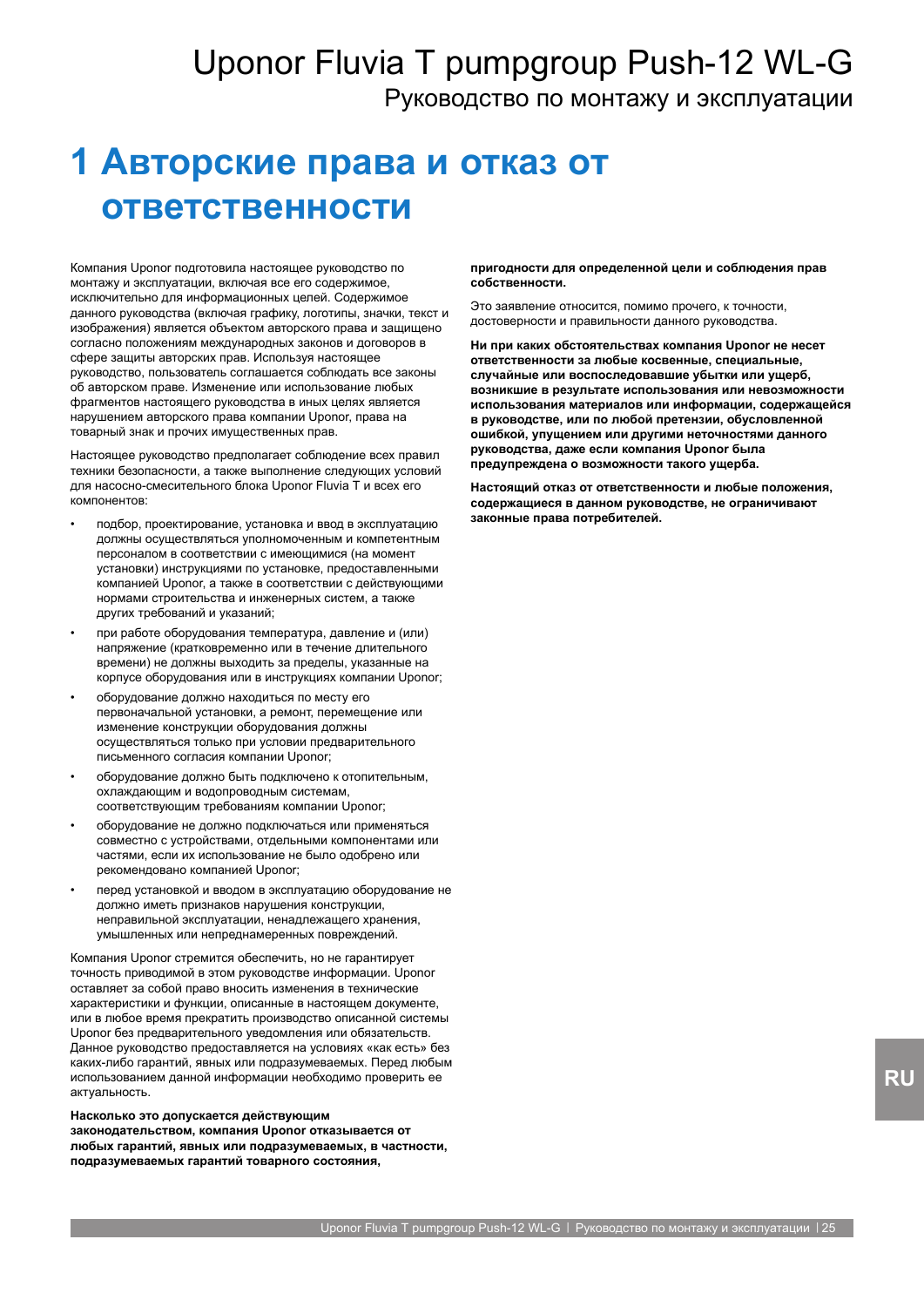# 1 Авторские права и отказ от ответственности

Компания Uponor подготовила настоящее руководство по монтажу и эксплуатации, включая все его содержимое, исключительно для информационных целей. Содержимое данного руководства (включая графику, логотипы, значки, текст и изображения) является объектом авторского права и защищено согласно положениям международных законов и договоров в сфере защиты авторских прав. Используя настоящее руководство, пользователь соглашается соблюдать все законы об авторском праве. Изменение или использование любых фрагментов настоящего руководства в иных целях является нарушением авторского права компании Uponor, права на товарный знак и прочих имущественных прав.

Настоящее руководство предполагает соблюдение всех правил техники безопасности, а также выполнение следующих условий для насосно-смесительного блока Uponor Fluvia T и всех его компонентов:

- подбор, проектирование, установка и ввод в эксплуатацию должны осуществляться уполномоченным и компетентным персоналом в соответствии с имеющимися (на момент установки) инструкциями по установке, предоставленными компанией Uponor, а также в соответствии с действующими нормами строительства и инженерных систем, а также других требований и указаний;
- при работе оборудования температура, давление и (или) напряжение (кратковременно или в течение длительного времени) не должны выходить за пределы, указанные на корпусе оборудования или в инструкциях компании Uponor;
- оборудование должно находиться по месту его первоначальной установки, а ремонт, перемещение или изменение конструкции оборудования должны осуществляться только при условии предварительного письменного согласия компании Uponor;
- оборудование должно быть подключено к отопительным, охлаждающим и водопроводным системам, соответствующим требованиям компании Uponor;
- оборудование не должно подключаться или применяться совместно с устройствами, отдельными компонентами или частями, если их использование не было одобрено или рекомендовано компанией Uponor;
- перед установкой и вводом в эксплуатацию оборудование не должно иметь признаков нарушения конструкции, неправильной эксплуатации, ненадлежащего хранения, умышленных или непреднамеренных повреждений.

Компания Uponor стремится обеспечить, но не гарантирует точность приводимой в этом руководстве информации. Uponor оставляет за собой право вносить изменения в технические характеристики и функции, описанные в настоящем документе, или в любое время прекратить производство описанной системы Uponor без предварительного уведомления или обязательств. Данное руководство предоставляется на условиях «как есть» без каких-либо гарантий, явных или подразумеваемых. Перед любым использованием данной информации необходимо проверить ее актуальность.

**Насколько это допускается действующим законодательством, компания Uponor отказывается от любых гарантий, явных или подразумеваемых, в частности, подразумеваемых гарантий товарного состояния, пригодности для определенной цели и соблюдения прав собственности.**

Это заявление относится, помимо прочего, к точности, достоверности и правильности данного руководства.

**Ни при каких обстоятельствах компания Uponor не несет ответственности за любые косвенные, специальные, случайные или воспоследовавшие убытки или ущерб, возникшие в результате использования или невозможности использования материалов или информации, содержащейся в руководстве, или по любой претензии, обусловленной ошибкой, упущением или другими неточностями данного руководства, даже если компания Uponor была предупреждена о возможности такого ущерба.**

**Настоящий отказ от ответственности и любые положения, содержащиеся в данном руководстве, не ограничивают законные права потребителей.**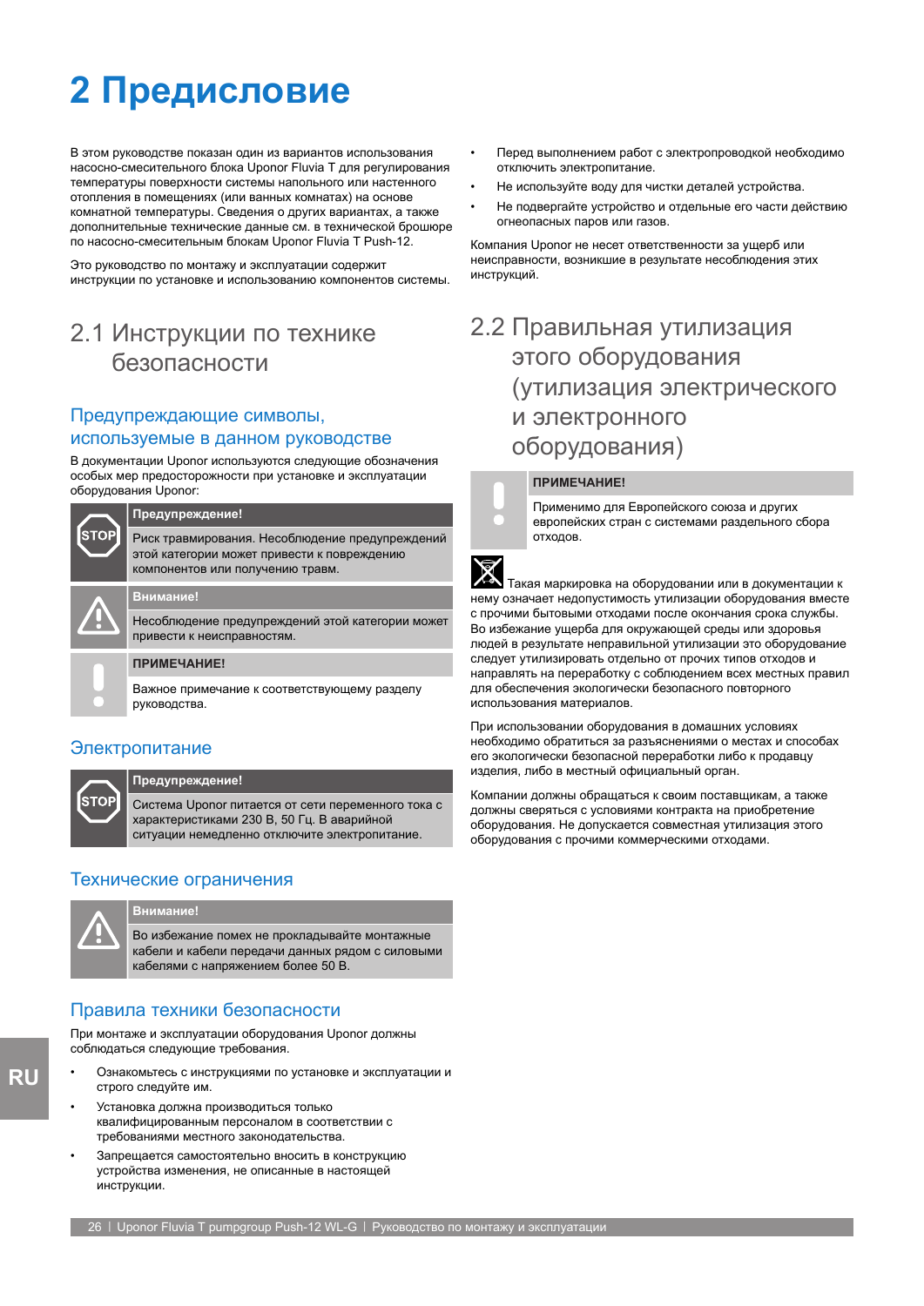# 2 Предисловие

В этом руководстве показан один из вариантов использования насосно-смесительного блока Uponor Fluvia T для регулирования температуры поверхности системы напольного или настенного отопления в помещениях (или ванных комнатах) на основе комнатной температуры. Сведения о других вариантах, а также дополнительные технические данные см. в технической брошюре по насосно-смесительным блокам Uponor Fluvia T Push-12.

Это руководство по монтажу и эксплуатации содержит инструкции по установке и использованию компонентов системы.

## 2.1 Инструкции по технике безопасности

### Предупреждающие символы, используемые в данном руководстве

В документации Uponor используются следующие обозначения особых мер предосторожности при установке и эксплуатации оборудования Uponor:

**Предупреждение!**

Риск травмирования. Несоблюдение предупреждений этой категории может привести к повреждению компонентов или получению травм.

**Внимание!**

Несоблюдение предупреждений этой категории может привести к неисправностям.

**ПРИМЕЧАНИЕ!**

Важное примечание к соответствующему разделу руководства.

### Электропитание

**Предупреждение!**

Система Uponor питается от сети переменного тока с характеристиками 230 В, 50 Гц. В аварийной ситуации немедленно отключите электропитание.

### Технические ограничения

**Внимание!**

Во избежание помех не прокладывайте монтажные кабели и кабели передачи данных рядом с силовыми кабелями с напряжением более 50 В.

### Правила техники безопасности

При монтаже и эксплуатации оборудования Uponor должны соблюдаться следующие требования.

- Ознакомьтесь с инструкциями по установке и эксплуатации и строго следуйте им.
- Установка должна производиться только квалифицированным персоналом в соответствии с требованиями местного законодательства.
- Запрещается самостоятельно вносить в конструкцию устройства изменения, не описанные в настоящей инструкции.
- Перед выполнением работ с электропроводкой необходимо отключить электропитание.
- Не используйте воду для чистки деталей устройства.
- Не подвергайте устройство и отдельные его части действию огнеопасных паров или газов.

Компания Uponor не несет ответственности за ущерб или неисправности, возникшие в результате несоблюдения этих инструкций.

## 2.2 Правильная утилизация этого оборудования (утилизация электрического и электронного оборудования)

**ПРИМЕЧАНИЕ!**

Применимо для Европейского союза и других европейских стран с системами раздельного сбора отходов.

Такая маркировка на оборудовании или в документации к нему означает недопустимость утилизации оборудования вместе с прочими бытовыми отходами после окончания срока службы. Во избежание ущерба для окружающей среды или здоровья людей в результате неправильной утилизации это оборудование следует утилизировать отдельно от прочих типов отходов и направлять на переработку с соблюдением всех местных правил для обеспечения экологически безопасного повторного использования материалов.

При использовании оборудования в домашних условиях необходимо обратиться за разъяснениями о местах и способах его экологически безопасной переработки либо к продавцу изделия, либо в местный официальный орган.

Компании должны обращаться к своим поставщикам, а также должны сверяться с условиями контракта на приобретение оборудования. Не допускается совместная утилизация этого оборудования с прочими коммерческими отходами.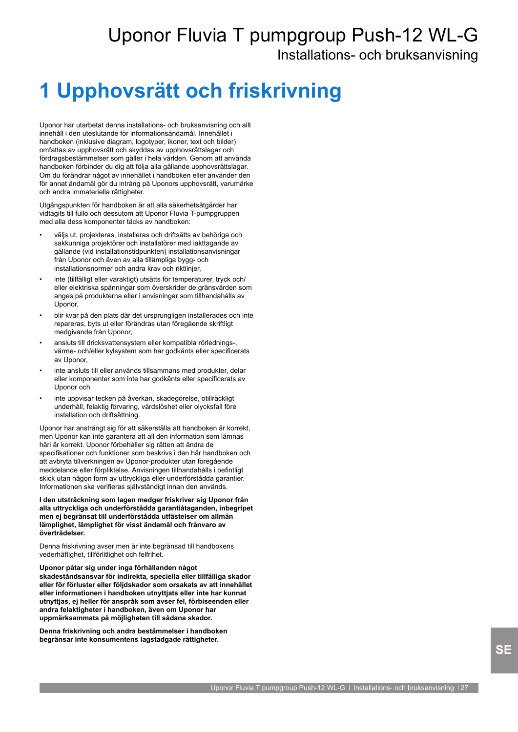# 1 Upphovsrätt och friskrivning

Uponor har utarbetat denna installations- och bruksanvisning och allt innehåll i den uteslutande för informationsändamål. Innehållet i handboken (inklusive diagram, logotyper, ikoner, text och bilder) omfattas av upphovsrätt och skyddas av upphovsrättslagar och fördragsbestämmelser som gäller i hela världen. Genom att använda handboken förbinder du dig att följa alla gällande upphovsrättslagar. Om du förändrar något av innehållet i handboken eller använder den för annat ändamål gör du intrång på Uponors upphovsrätt, varumärke och andra immateriella rättigheter.

Utgångspunkten för handboken är att alla säkerhetsåtgärder har vidtagits till fullo och dessutom att Uponor Fluvia T-pumpgruppen med alla dess komponenter täcks av handboken:

- väljs ut, projekteras, installeras och driftsätts av behöriga och sakkunniga projektörer och installatörer med iakttagande av gällande (vid installationstidpunkten) installationsanvisningar från Uponor och även av alla tillämpliga bygg- och installationsnormer och andra krav och riktlinjer,
- inte (tillfälligt eller varaktigt) utsätts för temperaturer, tryck och/eller elektriska spänningar som överskrider de gränsvärden som anges på produkterna eller i anvisningar som tillhandahålls av Uponor,
- blir kvar på den plats där det ursprungligen installerades och inte repareras, byts ut eller förändras utan föregående skriftligt medgivande från Uponor,
- ansluts till dricksvattensystem eller kompatibla rörlednings-, värme- och/eller kylsystem som har godkänts eller specificerats av Uponor,
- inte ansluts till eller används tillsammans med produkter, delar eller komponenter som inte har godkänts eller specificerats av Uponor och
- inte uppvisar tecken på åverkan, skadegörelse, otillräckligt underhåll, felaktig förvaring, vårdslöshet eller olycksfall före installation och driftsättning.

Uponor har ansträngt sig för att säkerställa att handboken är korrekt, men Uponor kan inte garantera att all den information som lämnas häri är korrekt. Uponor förbehåller sig rätten att ändra de specifikationer och funktioner som beskrivs i den här handboken och att avbryta tillverkningen av Uponor-produkter utan föregående meddelande eller förpliktelse. Anvisningen tillhandahålls i befintligt skick utan någon form av uttryckliga eller underförstådda garantier. Informationen ska verifieras självständigt innan den används.

**I den utsträckning som lagen medger friskriver sig Uponor från alla uttryckliga och underförstådda garantiåtaganden, inbegripet men ej begränsat till underförstådda utfästelser om allmän lämplighet, lämplighet för visst ändamål och frånvaro av överträdelser.**

Denna friskrivning avser men är inte begränsad till handbokens vederhäftighet, tillförlitlighet och felfrihet.

**Uponor påtar sig under inga förhållanden något skadeståndsansvar för indirekta, speciella eller tillfälliga skador eller för förluster eller följdskador som orsakats av att innehållet eller informationen i handboken utnyttjats eller inte har kunnat utnyttjas, ej heller för anspråk som avser fel, förbiseenden eller andra felaktigheter i handboken, även om Uponor har uppmärksammats på möjligheten till sådana skador.**

**Denna friskrivning och andra bestämmelser i handboken begränsar inte konsumentens lagstadgade rättigheter.**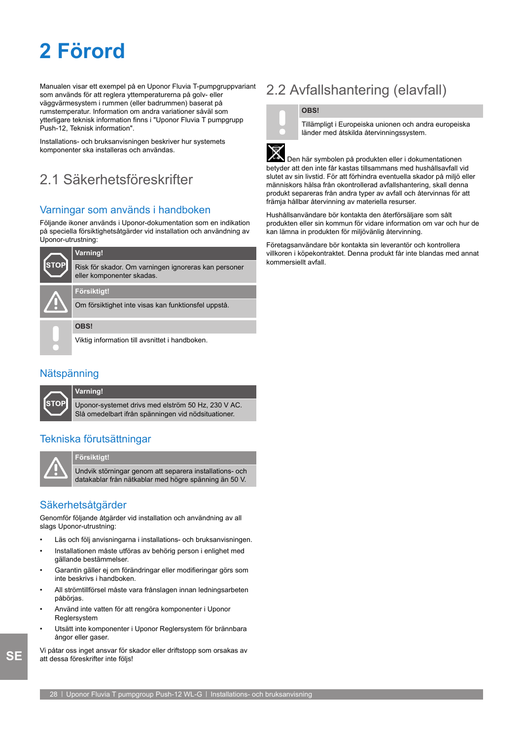# 2 Förord

Manualen visar ett exempel på en Uponor Fluvia T-pumpgruppvariant som används för att reglera yttemperaturerna på golv- eller väggvärmesystem i rummen (eller badrummen) baserat på rumstemperatur. Information om andra variationer såväl som ytterligare teknisk information finns i "Uponor Fluvia T pumpgrupp Push-12, Teknisk information".

Installations- och bruksanvisningen beskriver hur systemets komponenter ska installeras och användas.

## 2.1 Säkerhetsföreskrifter

### Varningar som används i handboken

Följande ikoner används i Uponor-dokumentation som en indikation på speciella försiktighetsåtgärder vid installation och användning av Uponor-utrustning:

**Varning!**

Risk för skador. Om varningen ignoreras kan personer eller komponenter skadas.

**Försiktigt!**

Om försiktighet inte visas kan funktionsfel uppstå.

**OBS!**

Viktig information till avsnittet i handboken.

### Nätspänning

**Varning!**

Uponor-systemet drivs med elström 50 Hz, 230 V AC. Slå omedelbart ifrån spänningen vid nödsituationer.

### Tekniska förutsättningar

**Försiktigt!**

Undvik störningar genom att separera installations- och datakablar från nätkablar med högre spänning än 50 V.

### Säkerhetsåtgärder

Genomför följande åtgärder vid installation och användning av all slags Uponor-utrustning:

- Läs och följ anvisningarna i installations- och bruksanvisningen.
- Installationen måste utföras av behörig person i enlighet med gällande bestämmelser.
- Garantin gäller ej om förändringar eller modifieringar görs som inte beskrivs i handboken.
- All strömtillförsel måste vara frånslagen innan ledningsarbeten påbörjas.
- Använd inte vatten för att rengöra komponenter i Uponor Reglersystem
- Utsätt inte komponenter i Uponor Reglersystem för brännbara ångor eller gaser.

Vi påtar oss inget ansvar för skador eller driftstopp som orsakas av att dessa föreskrifter inte följs!

## 2.2 Avfallshantering (elavfall)

**OBS!**

Tillämpligt i Europeiska unionen och andra europeiska länder med åtskilda återvinningssystem.

Den här symbolen på produkten eller i dokumentationen betyder att den inte får kastas tillsammans med hushållsavfall vid slutet av sin livstid. För att förhindra eventuella skador på miljö eller människors hälsa från okontrollerad avfallshantering, skall denna produkt separeras från andra typer av avfall och återvinnas för att främja hållbar återvinning av materiella resurser.

Hushållsanvändare bör kontakta den återförsäljare som sålt produkten eller sin kommun för vidare information om var och hur de kan lämna in produkten för miljövänlig återvinning.

Företagsanvändare bör kontakta sin leverantör och kontrollera villkoren i köpekontraktet. Denna produkt får inte blandas med annat kommersiellt avfall.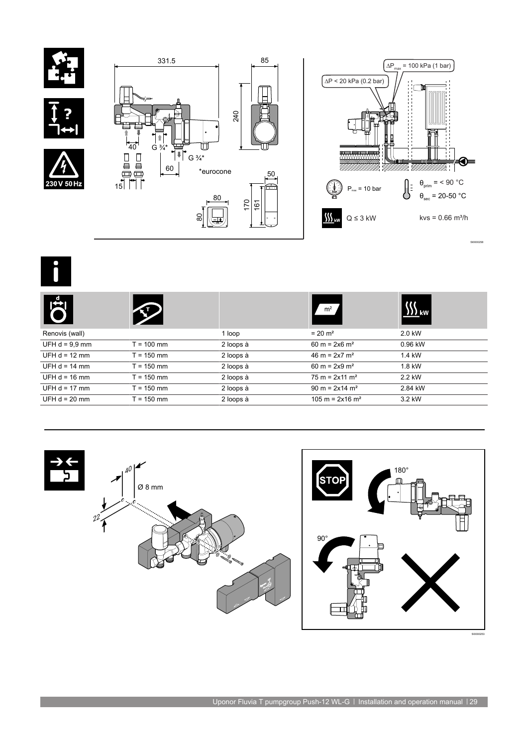331.5

85

240

40

G ¾*

G ¾*

60

*eurocone

15

50

80

80

170

161

230 V 50 Hz

$\Delta P_{max}$ = 100 kPa (1 bar)

$\Delta P$ < 20 kPa (0.2 bar)

$P_{max}$ = 10 bar

$\theta_{prim}$ = < 90 °C

$\theta_{sec}$ = 20-50 °C

Q ≤ 3 kW

kvs = 0.66 m³/h

SI0000258

| d | T | | m² | kW |
|---|---|---|---|---|
| Renovis (wall) | | 1 loop | = 20 m² | 2.0 kW |
| UFH d = 9,9 mm | T = 100 mm | 2 loops à | 60 m = 2x6 m² | 0.96 kW |
| UFH d = 12 mm | T = 150 mm | 2 loops à | 46 m = 2x7 m² | 1.4 kW |
| UFH d = 14 mm | T = 150 mm | 2 loops à | 60 m = 2x9 m² | 1.8 kW |
| UFH d = 16 mm | T = 150 mm | 2 loops à | 75 m = 2x11 m² | 2.2 kW |
| UFH d = 17 mm | T = 150 mm | 2 loops à | 90 m = 2x14 m² | 2.84 kW |
| UFH d = 20 mm | T = 150 mm | 2 loops à | 105 m = 2x16 m² | 3.2 kW |

40

Ø 8 mm

22

STOP

180°

90°

SI0000253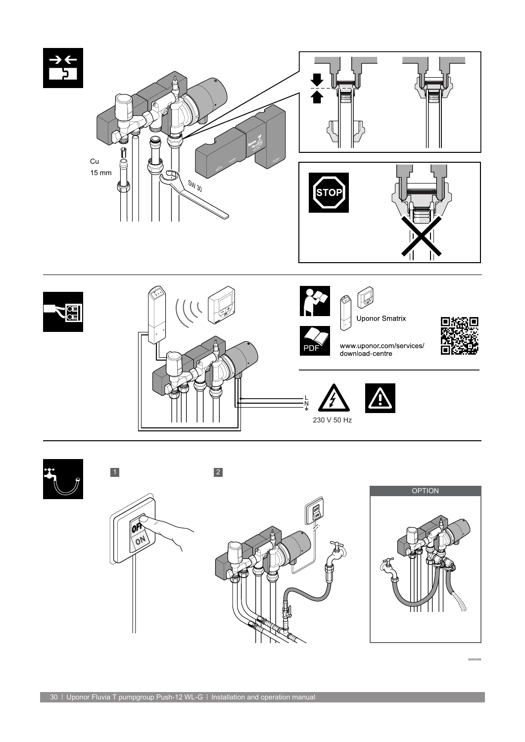Cu
15 mm

SW 30

STOP

Uponor Smatrix

PDF

www.uponor.com/services/
download-centre

L
N

230 V 50 Hz

1

2

OFF
ON

OPTION

SI0000259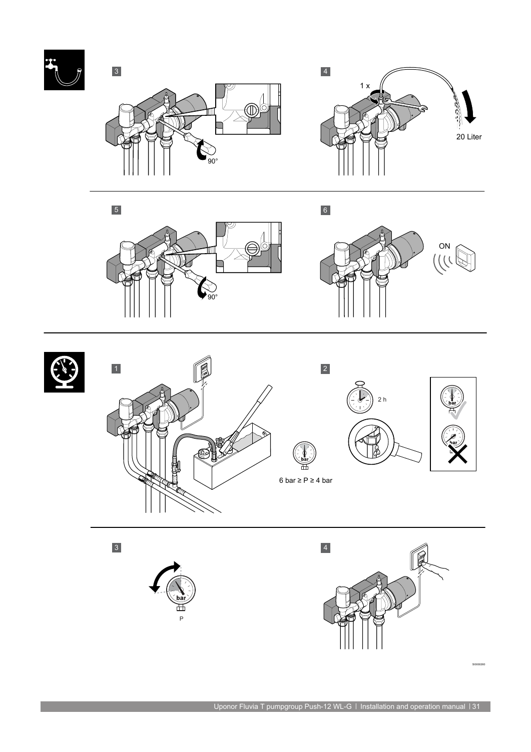3

90°

4

1 x

20 Liter

5

90°

6

ON

1

OFF

ON

6 bar ≥ P ≥ 4 bar

2

2 h

bar

bar

3

bar

P

4

ON

SI0000260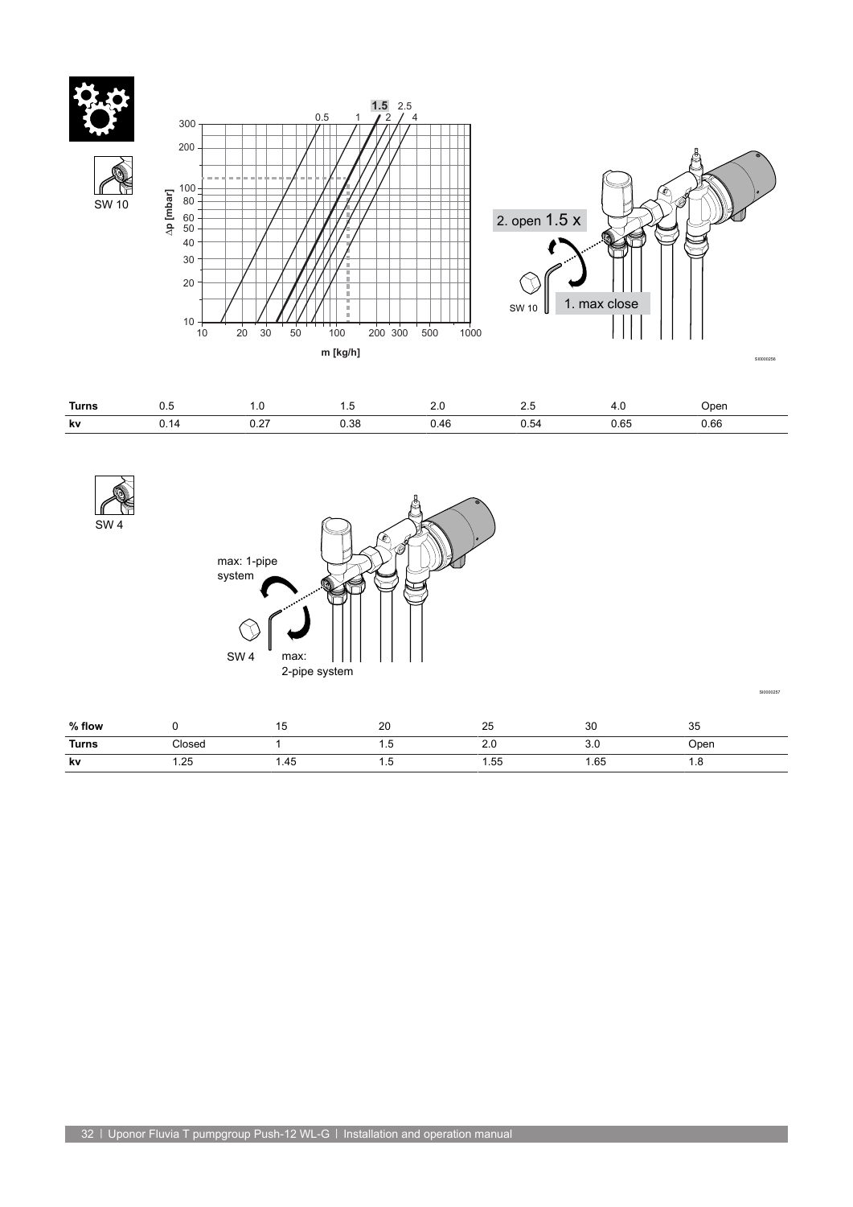| Turns | 0.5 | 1.0 | 1.5 | 2.0 | 2.5 | 4.0 | Open |
|---|---|---|---|---|---|---|---|
| kv | 0.14 | 0.27 | 0.38 | 0.46 | 0.54 | 0.65 | 0.66 |

| % flow | 0 | 15 | 20 | 25 | 30 | 35 |
|---|---|---|---|---|---|---|
| Turns | Closed | 1 | 1.5 | 2.0 | 3.0 | Open |
| kv | 1.25 | 1.45 | 1.5 | 1.55 | 1.65 | 1.8 |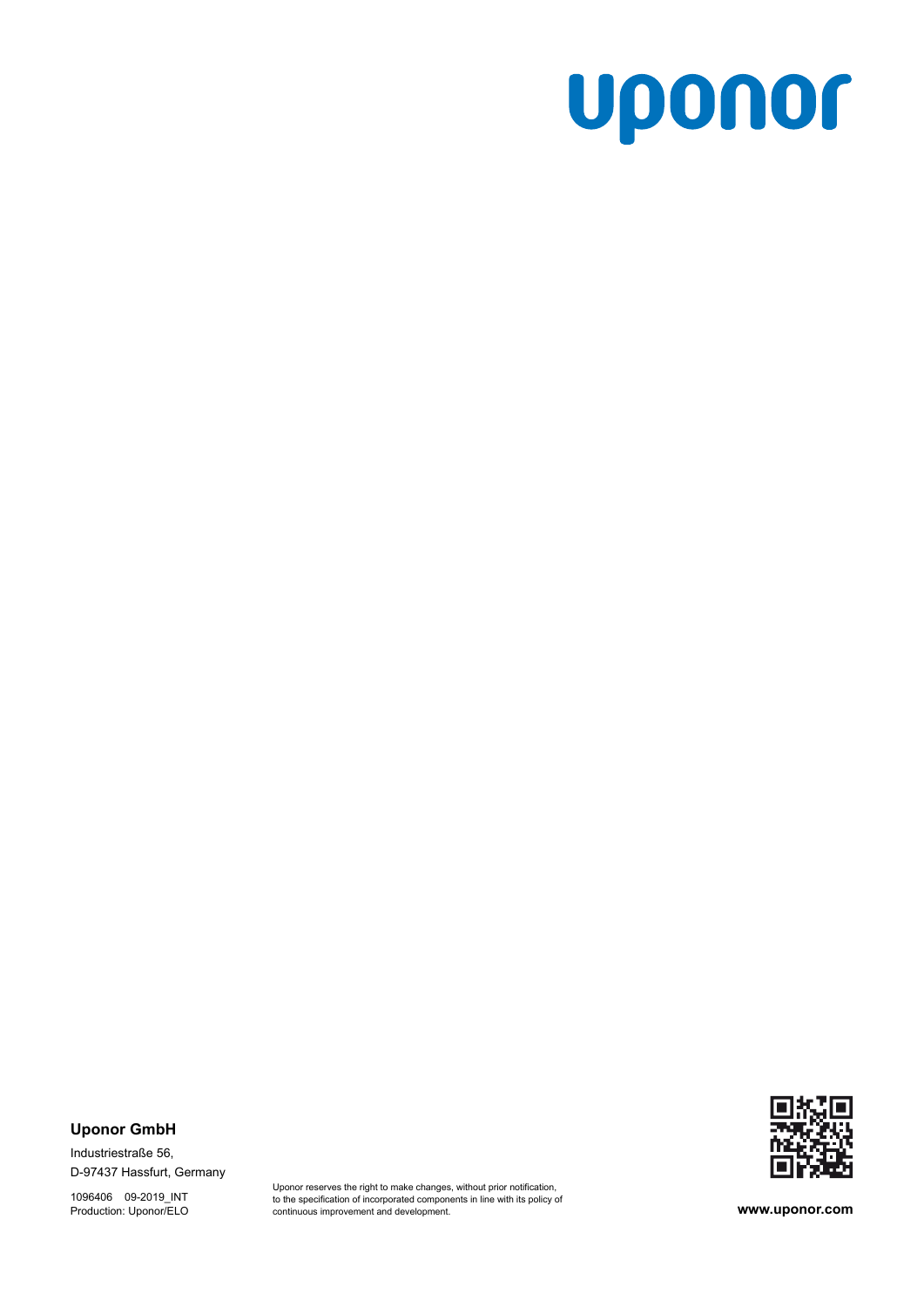uponor

**Uponor GmbH**

Industriestraße 56,
D-97437 Hassfurt, Germany

1096406 09-2019_INT
Production: Uponor/ELO

Uponor reserves the right to make changes, without prior notification, to the specification of incorporated components in line with its policy of continuous improvement and development.

**www.uponor.com**